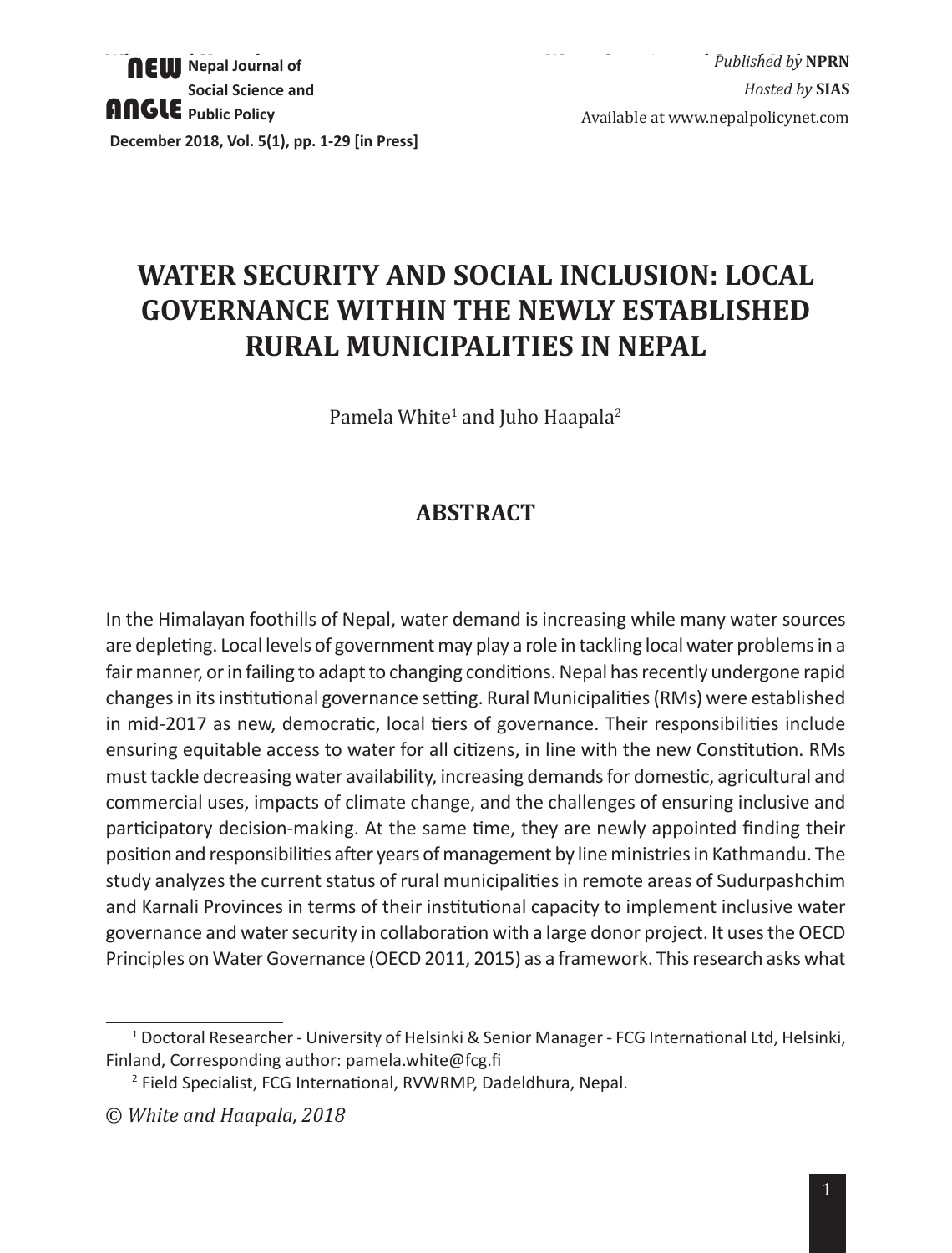# WATER SECURITY AND SOCIAL INCLUSION: LOCAL GOVERNANCE WITHIN THE NEWLY ESTABLISHED RURAL MUNICIPALITIES IN NEPAL

Pamela White[1] and Juho Haapala[2]

## ABSTRACT

In the Himalayan foothills of Nepal, water demand is increasing while many water sources are depleting. Local levels of government may play a role in tackling local water problems in a fair manner, or in failing to adapt to changing conditions. Nepal has recently undergone rapid changes in its institutional governance setting. Rural Municipalities (RMs) were established in mid-2017 as new, democratic, local tiers of governance. Their responsibilities include ensuring equitable access to water for all citizens, in line with the new Constitution. RMs must tackle decreasing water availability, increasing demands for domestic, agricultural and commercial uses, impacts of climate change, and the challenges of ensuring inclusive and participatory decision-making. At the same time, they are newly appointed finding their position and responsibilities after years of management by line ministries in Kathmandu. The study analyzes the current status of rural municipalities in remote areas of Sudurpashchim and Karnali Provinces in terms of their institutional capacity to implement inclusive water governance and water security in collaboration with a large donor project. It uses the OECD Principles on Water Governance (OECD 2011, 2015) as a framework. This research asks what

---

[1] Doctoral Researcher - University of Helsinki & Senior Manager - FCG International Ltd, Helsinki, Finland, Corresponding author: pamela.white@fcg.fi

[2] Field Specialist, FCG International, RVWRMP, Dadeldhura, Nepal.

*© White and Haapala, 2018*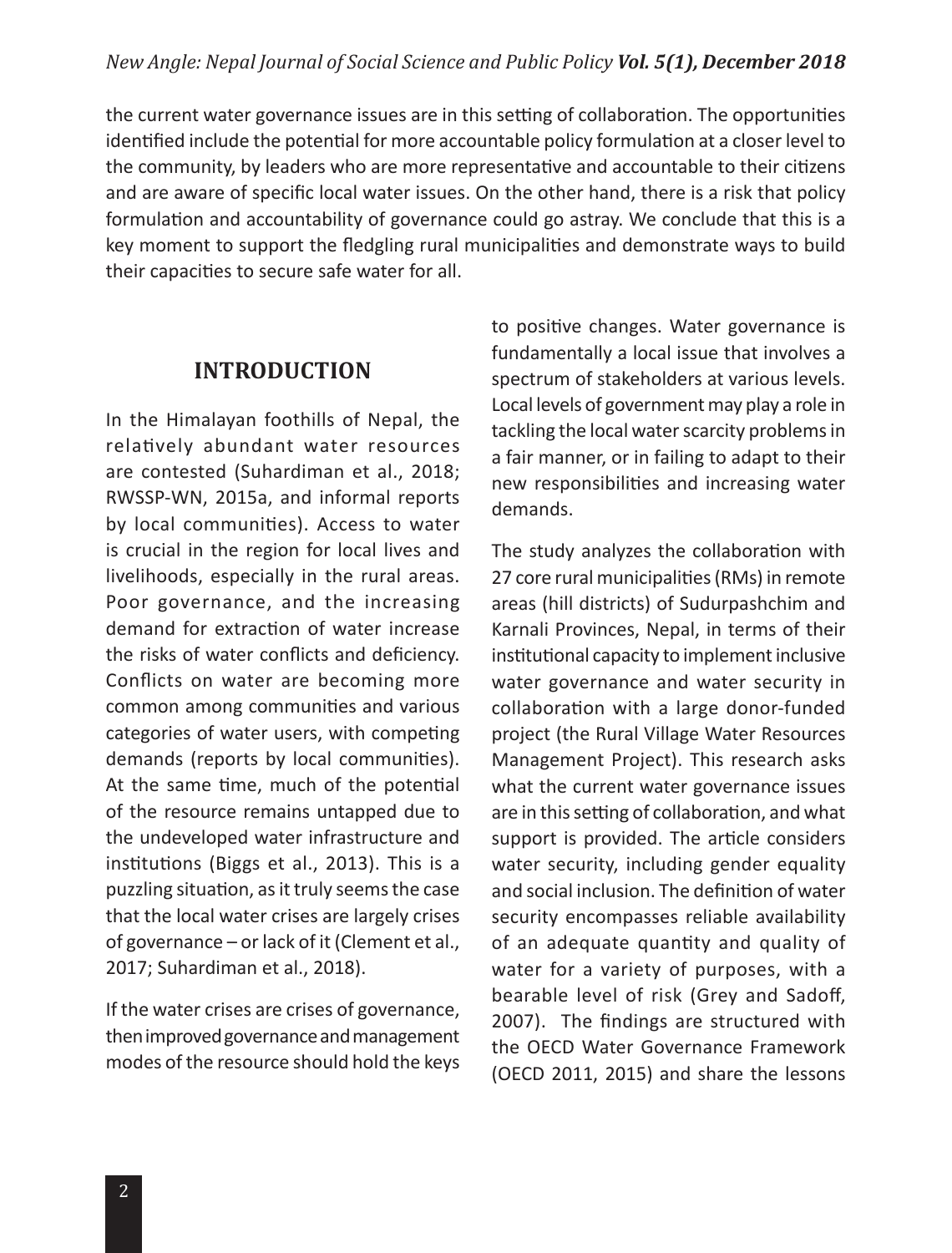the current water governance issues are in this setting of collaboration. The opportunities identified include the potential for more accountable policy formulation at a closer level to the community, by leaders who are more representative and accountable to their citizens and are aware of specific local water issues. On the other hand, there is a risk that policy formulation and accountability of governance could go astray. We conclude that this is a key moment to support the fledgling rural municipalities and demonstrate ways to build their capacities to secure safe water for all.

## INTRODUCTION

In the Himalayan foothills of Nepal, the relatively abundant water resources are contested (Suhardiman et al., 2018; RWSSP-WN, 2015a, and informal reports by local communities). Access to water is crucial in the region for local lives and livelihoods, especially in the rural areas. Poor governance, and the increasing demand for extraction of water increase the risks of water conflicts and deficiency. Conflicts on water are becoming more common among communities and various categories of water users, with competing demands (reports by local communities). At the same time, much of the potential of the resource remains untapped due to the undeveloped water infrastructure and institutions (Biggs et al., 2013). This is a puzzling situation, as it truly seems the case that the local water crises are largely crises of governance – or lack of it (Clement et al., 2017; Suhardiman et al., 2018).

If the water crises are crises of governance, then improved governance and management modes of the resource should hold the keys to positive changes. Water governance is fundamentally a local issue that involves a spectrum of stakeholders at various levels. Local levels of government may play a role in tackling the local water scarcity problems in a fair manner, or in failing to adapt to their new responsibilities and increasing water demands.

The study analyzes the collaboration with 27 core rural municipalities (RMs) in remote areas (hill districts) of Sudurpashchim and Karnali Provinces, Nepal, in terms of their institutional capacity to implement inclusive water governance and water security in collaboration with a large donor-funded project (the Rural Village Water Resources Management Project). This research asks what the current water governance issues are in this setting of collaboration, and what support is provided. The article considers water security, including gender equality and social inclusion. The definition of water security encompasses reliable availability of an adequate quantity and quality of water for a variety of purposes, with a bearable level of risk (Grey and Sadoff, 2007). The findings are structured with the OECD Water Governance Framework (OECD 2011, 2015) and share the lessons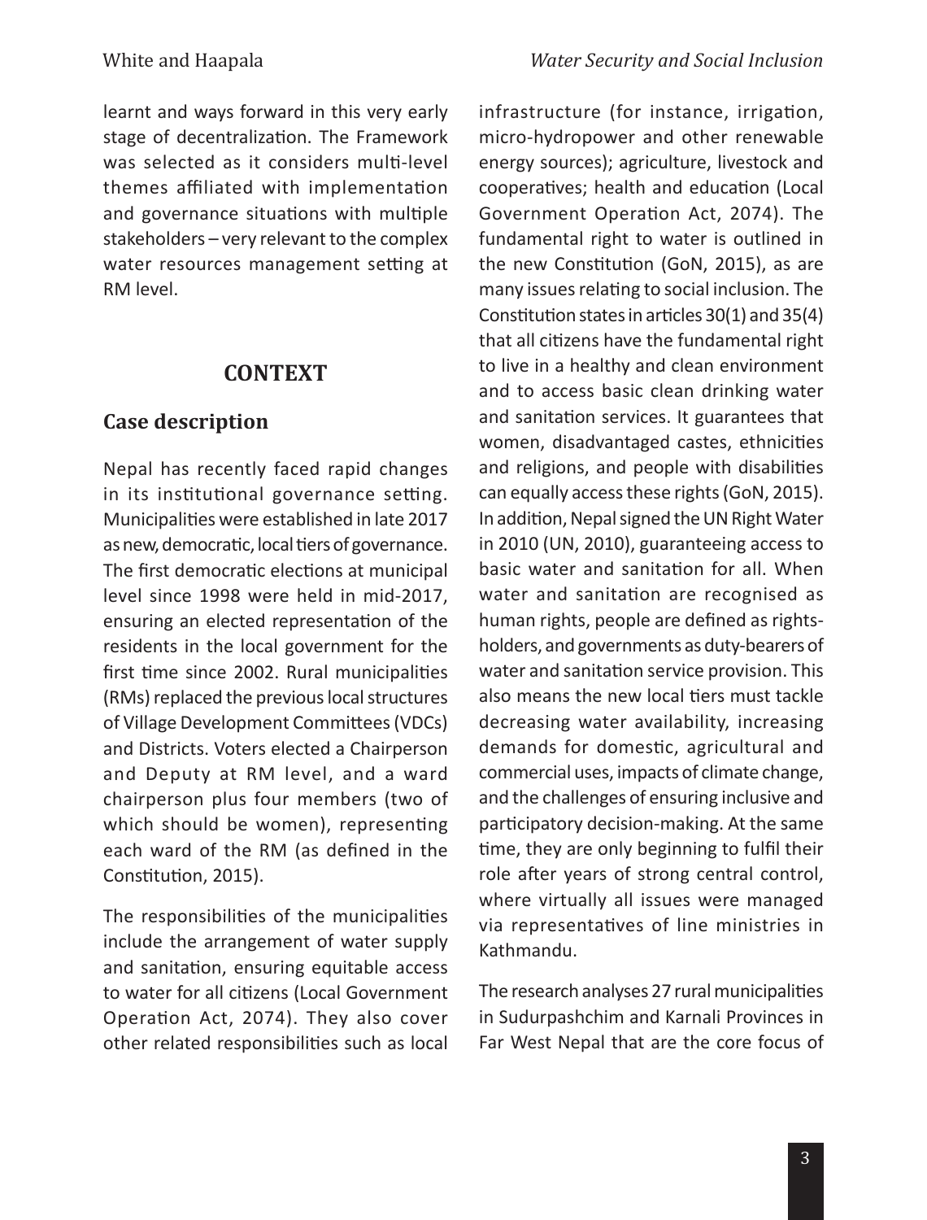learnt and ways forward in this very early stage of decentralization. The Framework was selected as it considers multi-level themes affiliated with implementation and governance situations with multiple stakeholders – very relevant to the complex water resources management setting at RM level.

## CONTEXT

### Case description

Nepal has recently faced rapid changes in its institutional governance setting. Municipalities were established in late 2017 as new, democratic, local tiers of governance. The first democratic elections at municipal level since 1998 were held in mid-2017, ensuring an elected representation of the residents in the local government for the first time since 2002. Rural municipalities (RMs) replaced the previous local structures of Village Development Committees (VDCs) and Districts. Voters elected a Chairperson and Deputy at RM level, and a ward chairperson plus four members (two of which should be women), representing each ward of the RM (as defined in the Constitution, 2015).

The responsibilities of the municipalities include the arrangement of water supply and sanitation, ensuring equitable access to water for all citizens (Local Government Operation Act, 2074). They also cover other related responsibilities such as local infrastructure (for instance, irrigation, micro-hydropower and other renewable energy sources); agriculture, livestock and cooperatives; health and education (Local Government Operation Act, 2074). The fundamental right to water is outlined in the new Constitution (GoN, 2015), as are many issues relating to social inclusion. The Constitution states in articles 30(1) and 35(4) that all citizens have the fundamental right to live in a healthy and clean environment and to access basic clean drinking water and sanitation services. It guarantees that women, disadvantaged castes, ethnicities and religions, and people with disabilities can equally access these rights (GoN, 2015). In addition, Nepal signed the UN Right Water in 2010 (UN, 2010), guaranteeing access to basic water and sanitation for all. When water and sanitation are recognised as human rights, people are defined as rights-holders, and governments as duty-bearers of water and sanitation service provision. This also means the new local tiers must tackle decreasing water availability, increasing demands for domestic, agricultural and commercial uses, impacts of climate change, and the challenges of ensuring inclusive and participatory decision-making. At the same time, they are only beginning to fulfil their role after years of strong central control, where virtually all issues were managed via representatives of line ministries in Kathmandu.

The research analyses 27 rural municipalities in Sudurpashchim and Karnali Provinces in Far West Nepal that are the core focus of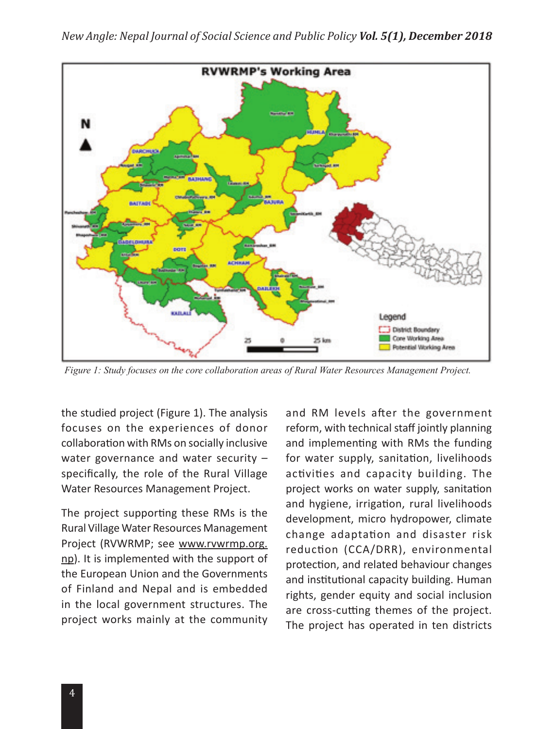*Figure 1: Study focuses on the core collaboration areas of Rural Water Resources Management Project.*

the studied project (Figure 1). The analysis focuses on the experiences of donor collaboration with RMs on socially inclusive water governance and water security – specifically, the role of the Rural Village Water Resources Management Project.

The project supporting these RMs is the Rural Village Water Resources Management Project (RVWRMP; see www.rvwrmp.org.np). It is implemented with the support of the European Union and the Governments of Finland and Nepal and is embedded in the local government structures. The project works mainly at the community and RM levels after the government reform, with technical staff jointly planning and implementing with RMs the funding for water supply, sanitation, livelihoods activities and capacity building. The project works on water supply, sanitation and hygiene, irrigation, rural livelihoods development, micro hydropower, climate change adaptation and disaster risk reduction (CCA/DRR), environmental protection, and related behaviour changes and institutional capacity building. Human rights, gender equity and social inclusion are cross-cutting themes of the project. The project has operated in ten districts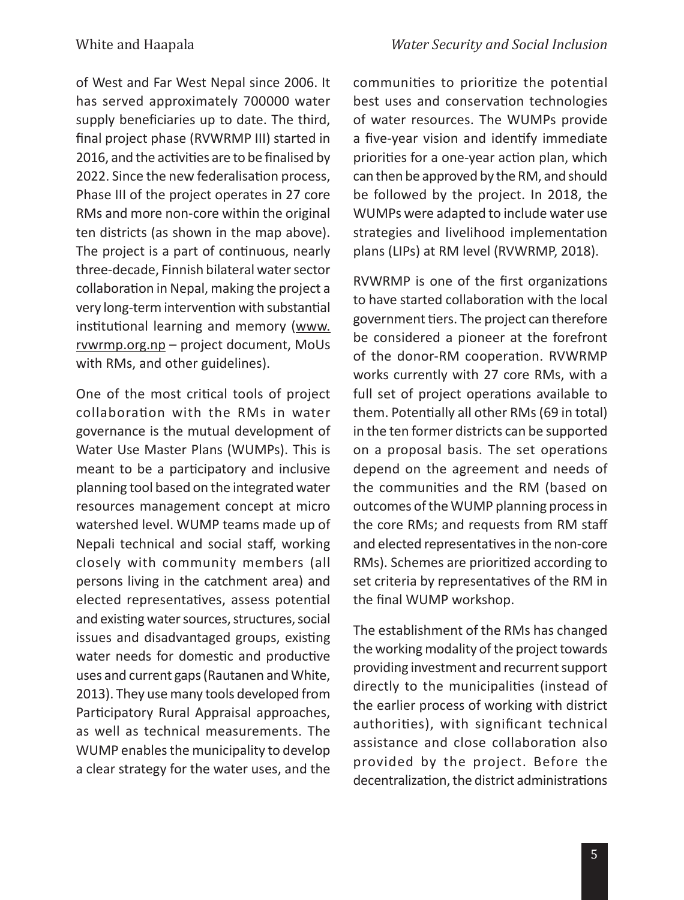of West and Far West Nepal since 2006. It has served approximately 700000 water supply beneficiaries up to date. The third, final project phase (RVWRMP III) started in 2016, and the activities are to be finalised by 2022. Since the new federalisation process, Phase III of the project operates in 27 core RMs and more non-core within the original ten districts (as shown in the map above). The project is a part of continuous, nearly three-decade, Finnish bilateral water sector collaboration in Nepal, making the project a very long-term intervention with substantial institutional learning and memory (www.rvwrmp.org.np – project document, MoUs with RMs, and other guidelines).

One of the most critical tools of project collaboration with the RMs in water governance is the mutual development of Water Use Master Plans (WUMPs). This is meant to be a participatory and inclusive planning tool based on the integrated water resources management concept at micro watershed level. WUMP teams made up of Nepali technical and social staff, working closely with community members (all persons living in the catchment area) and elected representatives, assess potential and existing water sources, structures, social issues and disadvantaged groups, existing water needs for domestic and productive uses and current gaps (Rautanen and White, 2013). They use many tools developed from Participatory Rural Appraisal approaches, as well as technical measurements. The WUMP enables the municipality to develop a clear strategy for the water uses, and the communities to prioritize the potential best uses and conservation technologies of water resources. The WUMPs provide a five-year vision and identify immediate priorities for a one-year action plan, which can then be approved by the RM, and should be followed by the project. In 2018, the WUMPs were adapted to include water use strategies and livelihood implementation plans (LIPs) at RM level (RVWRMP, 2018).

RVWRMP is one of the first organizations to have started collaboration with the local government tiers. The project can therefore be considered a pioneer at the forefront of the donor-RM cooperation. RVWRMP works currently with 27 core RMs, with a full set of project operations available to them. Potentially all other RMs (69 in total) in the ten former districts can be supported on a proposal basis. The set operations depend on the agreement and needs of the communities and the RM (based on outcomes of the WUMP planning process in the core RMs; and requests from RM staff and elected representatives in the non-core RMs). Schemes are prioritized according to set criteria by representatives of the RM in the final WUMP workshop.

The establishment of the RMs has changed the working modality of the project towards providing investment and recurrent support directly to the municipalities (instead of the earlier process of working with district authorities), with significant technical assistance and close collaboration also provided by the project. Before the decentralization, the district administrations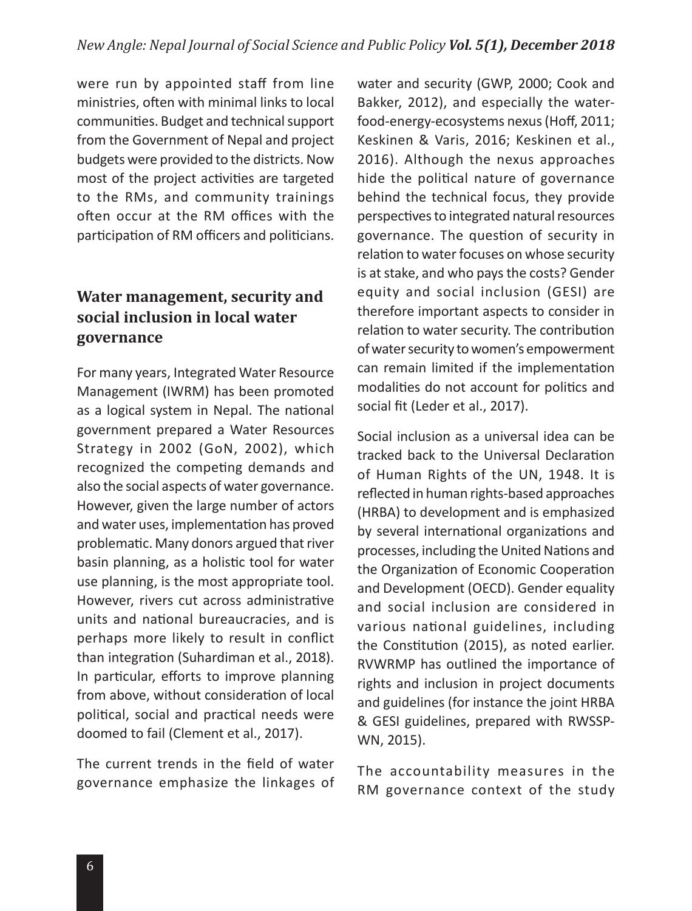were run by appointed staff from line ministries, often with minimal links to local communities. Budget and technical support from the Government of Nepal and project budgets were provided to the districts. Now most of the project activities are targeted to the RMs, and community trainings often occur at the RM offices with the participation of RM officers and politicians.

## Water management, security and social inclusion in local water governance

For many years, Integrated Water Resource Management (IWRM) has been promoted as a logical system in Nepal. The national government prepared a Water Resources Strategy in 2002 (GoN, 2002), which recognized the competing demands and also the social aspects of water governance. However, given the large number of actors and water uses, implementation has proved problematic. Many donors argued that river basin planning, as a holistic tool for water use planning, is the most appropriate tool. However, rivers cut across administrative units and national bureaucracies, and is perhaps more likely to result in conflict than integration (Suhardiman et al., 2018). In particular, efforts to improve planning from above, without consideration of local political, social and practical needs were doomed to fail (Clement et al., 2017).

The current trends in the field of water governance emphasize the linkages of water and security (GWP, 2000; Cook and Bakker, 2012), and especially the water-food-energy-ecosystems nexus (Hoff, 2011; Keskinen & Varis, 2016; Keskinen et al., 2016). Although the nexus approaches hide the political nature of governance behind the technical focus, they provide perspectives to integrated natural resources governance. The question of security in relation to water focuses on whose security is at stake, and who pays the costs? Gender equity and social inclusion (GESI) are therefore important aspects to consider in relation to water security. The contribution of water security to women's empowerment can remain limited if the implementation modalities do not account for politics and social fit (Leder et al., 2017).

Social inclusion as a universal idea can be tracked back to the Universal Declaration of Human Rights of the UN, 1948. It is reflected in human rights-based approaches (HRBA) to development and is emphasized by several international organizations and processes, including the United Nations and the Organization of Economic Cooperation and Development (OECD). Gender equality and social inclusion are considered in various national guidelines, including the Constitution (2015), as noted earlier. RVWRMP has outlined the importance of rights and inclusion in project documents and guidelines (for instance the joint HRBA & GESI guidelines, prepared with RWSSP-WN, 2015).

The accountability measures in the RM governance context of the study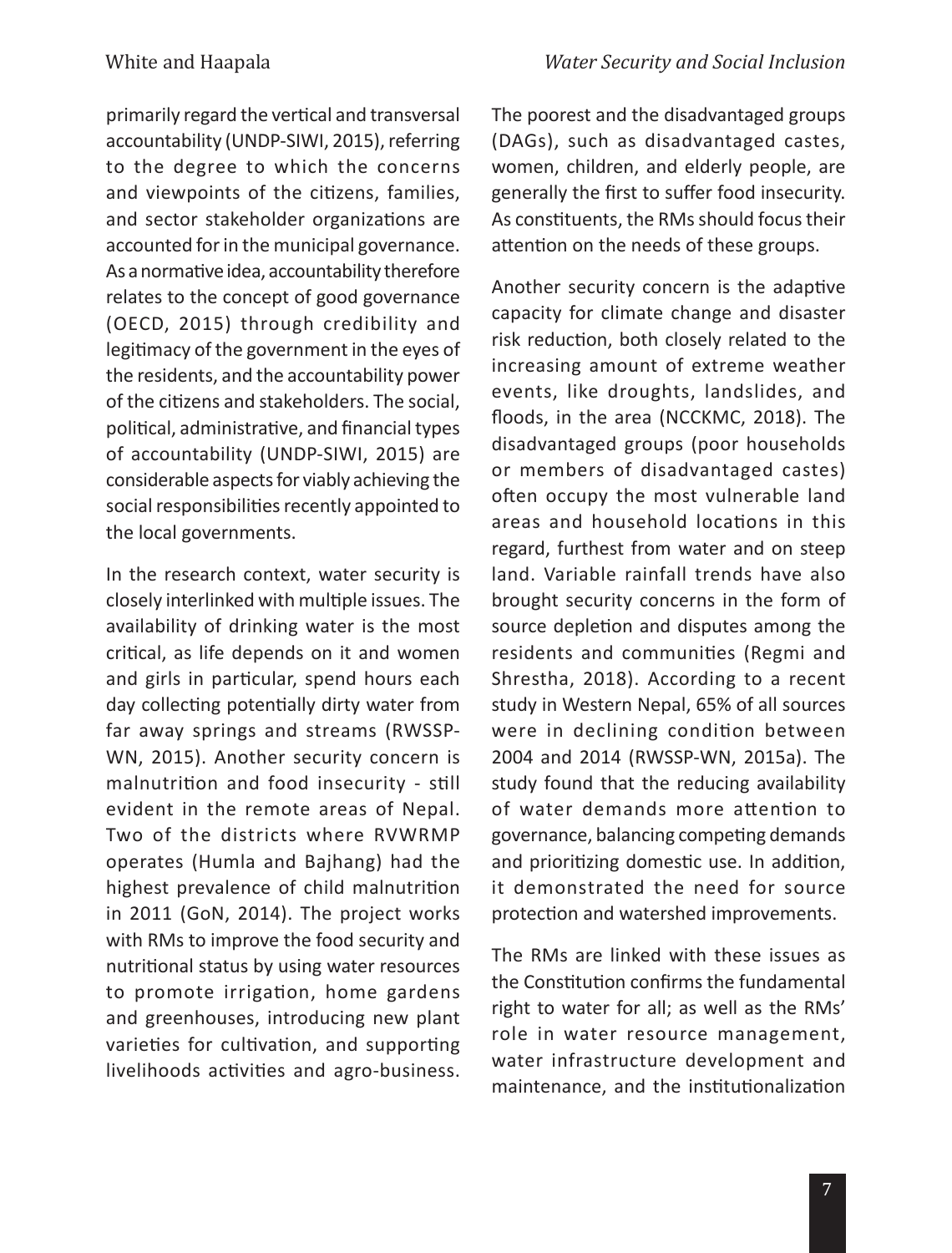primarily regard the vertical and transversal accountability (UNDP-SIWI, 2015), referring to the degree to which the concerns and viewpoints of the citizens, families, and sector stakeholder organizations are accounted for in the municipal governance. As a normative idea, accountability therefore relates to the concept of good governance (OECD, 2015) through credibility and legitimacy of the government in the eyes of the residents, and the accountability power of the citizens and stakeholders. The social, political, administrative, and financial types of accountability (UNDP-SIWI, 2015) are considerable aspects for viably achieving the social responsibilities recently appointed to the local governments.

In the research context, water security is closely interlinked with multiple issues. The availability of drinking water is the most critical, as life depends on it and women and girls in particular, spend hours each day collecting potentially dirty water from far away springs and streams (RWSSP-WN, 2015). Another security concern is malnutrition and food insecurity - still evident in the remote areas of Nepal. Two of the districts where RVWRMP operates (Humla and Bajhang) had the highest prevalence of child malnutrition in 2011 (GoN, 2014). The project works with RMs to improve the food security and nutritional status by using water resources to promote irrigation, home gardens and greenhouses, introducing new plant varieties for cultivation, and supporting livelihoods activities and agro-business. The poorest and the disadvantaged groups (DAGs), such as disadvantaged castes, women, children, and elderly people, are generally the first to suffer food insecurity. As constituents, the RMs should focus their attention on the needs of these groups.

Another security concern is the adaptive capacity for climate change and disaster risk reduction, both closely related to the increasing amount of extreme weather events, like droughts, landslides, and floods, in the area (NCCKMC, 2018). The disadvantaged groups (poor households or members of disadvantaged castes) often occupy the most vulnerable land areas and household locations in this regard, furthest from water and on steep land. Variable rainfall trends have also brought security concerns in the form of source depletion and disputes among the residents and communities (Regmi and Shrestha, 2018). According to a recent study in Western Nepal, 65% of all sources were in declining condition between 2004 and 2014 (RWSSP-WN, 2015a). The study found that the reducing availability of water demands more attention to governance, balancing competing demands and prioritizing domestic use. In addition, it demonstrated the need for source protection and watershed improvements.

The RMs are linked with these issues as the Constitution confirms the fundamental right to water for all; as well as the RMs' role in water resource management, water infrastructure development and maintenance, and the institutionalization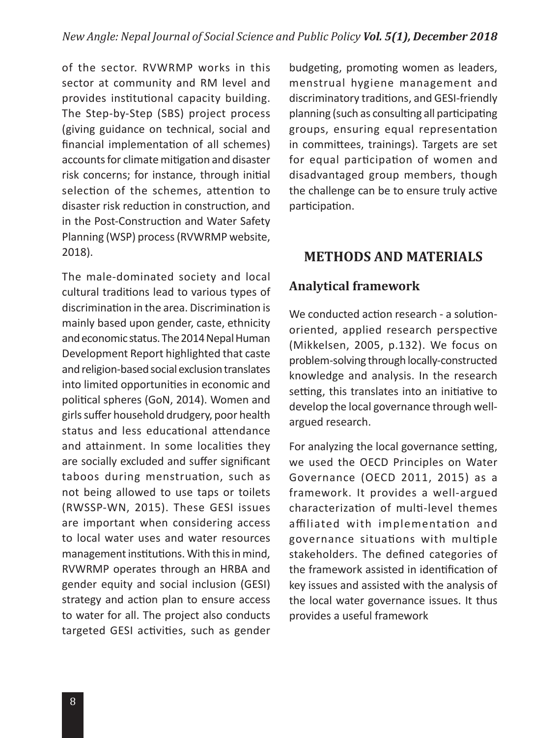of the sector. RVWRMP works in this sector at community and RM level and provides institutional capacity building. The Step-by-Step (SBS) project process (giving guidance on technical, social and financial implementation of all schemes) accounts for climate mitigation and disaster risk concerns; for instance, through initial selection of the schemes, attention to disaster risk reduction in construction, and in the Post-Construction and Water Safety Planning (WSP) process (RVWRMP website, 2018).

The male-dominated society and local cultural traditions lead to various types of discrimination in the area. Discrimination is mainly based upon gender, caste, ethnicity and economic status. The 2014 Nepal Human Development Report highlighted that caste and religion-based social exclusion translates into limited opportunities in economic and political spheres (GoN, 2014). Women and girls suffer household drudgery, poor health status and less educational attendance and attainment. In some localities they are socially excluded and suffer significant taboos during menstruation, such as not being allowed to use taps or toilets (RWSSP-WN, 2015). These GESI issues are important when considering access to local water uses and water resources management institutions. With this in mind, RVWRMP operates through an HRBA and gender equity and social inclusion (GESI) strategy and action plan to ensure access to water for all. The project also conducts targeted GESI activities, such as gender budgeting, promoting women as leaders, menstrual hygiene management and discriminatory traditions, and GESI-friendly planning (such as consulting all participating groups, ensuring equal representation in committees, trainings). Targets are set for equal participation of women and disadvantaged group members, though the challenge can be to ensure truly active participation.

## METHODS AND MATERIALS

### Analytical framework

We conducted action research - a solution-oriented, applied research perspective (Mikkelsen, 2005, p.132). We focus on problem-solving through locally-constructed knowledge and analysis. In the research setting, this translates into an initiative to develop the local governance through well-argued research.

For analyzing the local governance setting, we used the OECD Principles on Water Governance (OECD 2011, 2015) as a framework. It provides a well-argued characterization of multi-level themes affiliated with implementation and governance situations with multiple stakeholders. The defined categories of the framework assisted in identification of key issues and assisted with the analysis of the local water governance issues. It thus provides a useful framework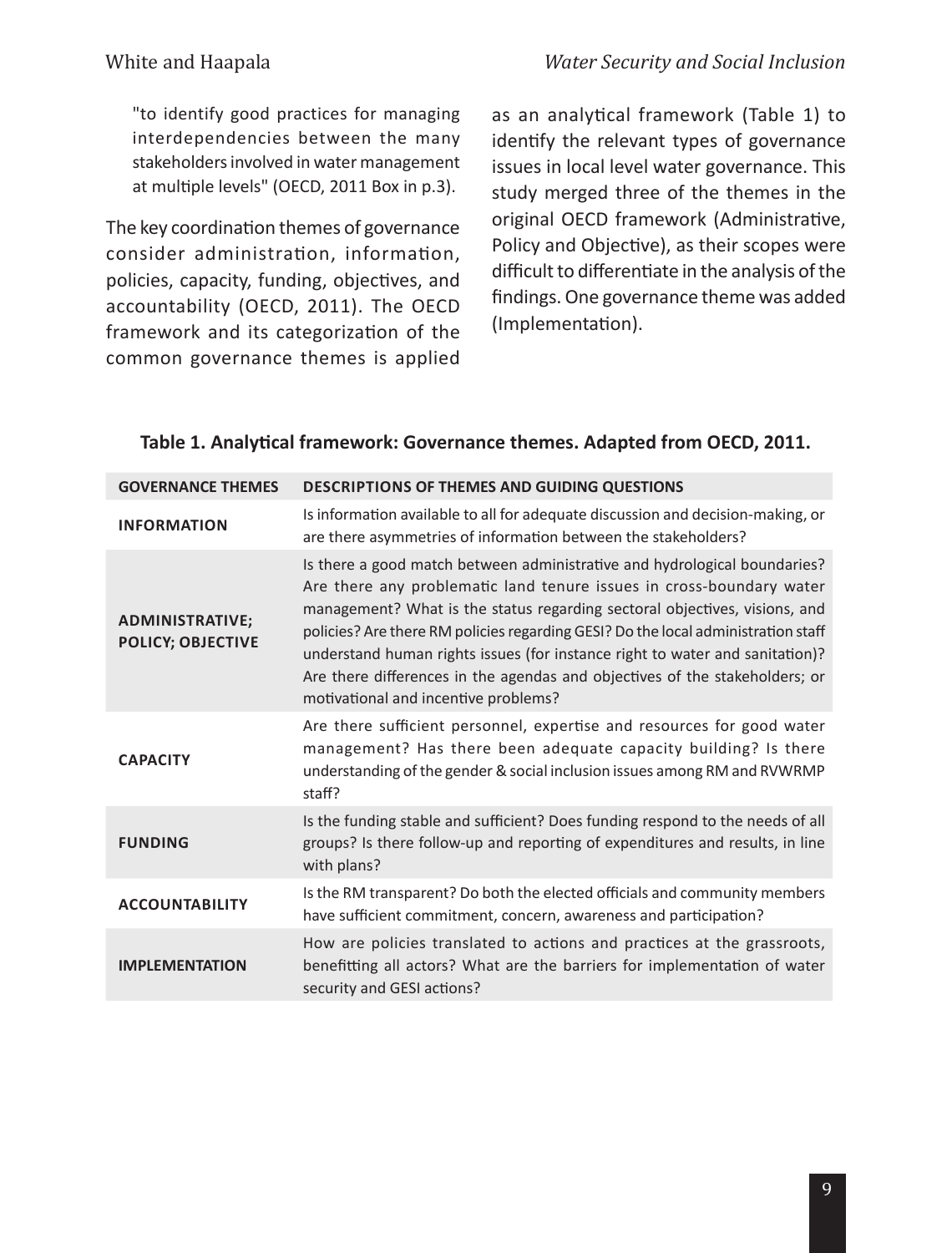"to identify good practices for managing interdependencies between the many stakeholders involved in water management at multiple levels" (OECD, 2011 Box in p.3).

The key coordination themes of governance consider administration, information, policies, capacity, funding, objectives, and accountability (OECD, 2011). The OECD framework and its categorization of the common governance themes is applied as an analytical framework (Table 1) to identify the relevant types of governance issues in local level water governance. This study merged three of the themes in the original OECD framework (Administrative, Policy and Objective), as their scopes were difficult to differentiate in the analysis of the findings. One governance theme was added (Implementation).

**Table 1. Analytical framework: Governance themes. Adapted from OECD, 2011.**

| GOVERNANCE THEMES | DESCRIPTIONS OF THEMES AND GUIDING QUESTIONS |
|---|---|
| INFORMATION | Is information available to all for adequate discussion and decision-making, or are there asymmetries of information between the stakeholders? |
| ADMINISTRATIVE; POLICY; OBJECTIVE | Is there a good match between administrative and hydrological boundaries? Are there any problematic land tenure issues in cross-boundary water management? What is the status regarding sectoral objectives, visions, and policies? Are there RM policies regarding GESI? Do the local administration staff understand human rights issues (for instance right to water and sanitation)? Are there differences in the agendas and objectives of the stakeholders; or motivational and incentive problems? |
| CAPACITY | Are there sufficient personnel, expertise and resources for good water management? Has there been adequate capacity building? Is there understanding of the gender & social inclusion issues among RM and RVWRMP staff? |
| FUNDING | Is the funding stable and sufficient? Does funding respond to the needs of all groups? Is there follow-up and reporting of expenditures and results, in line with plans? |
| ACCOUNTABILITY | Is the RM transparent? Do both the elected officials and community members have sufficient commitment, concern, awareness and participation? |
| IMPLEMENTATION | How are policies translated to actions and practices at the grassroots, benefitting all actors? What are the barriers for implementation of water security and GESI actions? |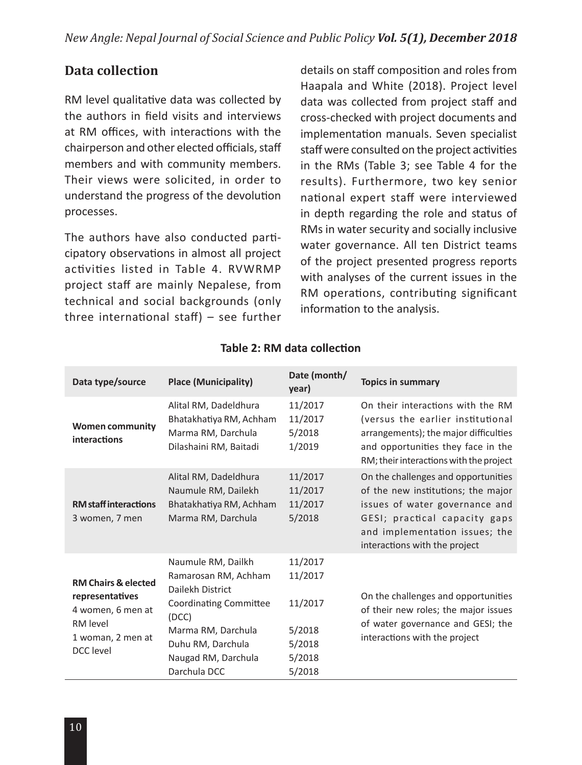## Data collection

RM level qualitative data was collected by the authors in field visits and interviews at RM offices, with interactions with the chairperson and other elected officials, staff members and with community members. Their views were solicited, in order to understand the progress of the devolution processes.

The authors have also conducted participatory observations in almost all project activities listed in Table 4. RVWRMP project staff are mainly Nepalese, from technical and social backgrounds (only three international staff) – see further details on staff composition and roles from Haapala and White (2018). Project level data was collected from project staff and cross-checked with project documents and implementation manuals. Seven specialist staff were consulted on the project activities in the RMs (Table 3; see Table 4 for the results). Furthermore, two key senior national expert staff were interviewed in depth regarding the role and status of RMs in water security and socially inclusive water governance. All ten District teams of the project presented progress reports with analyses of the current issues in the RM operations, contributing significant information to the analysis.

**Table 2: RM data collection**

| Data type/source | Place (Municipality) | Date (month/ year) | Topics in summary |
|---|---|---|---|
| **Women community interactions** | Alital RM, Dadeldhura<br>Bhatakhatiya RM, Achham<br>Marma RM, Darchula<br>Dilashaini RM, Baitadi | 11/2017<br>11/2017<br>5/2018<br>1/2019 | On their interactions with the RM (versus the earlier institutional arrangements); the major difficulties and opportunities they face in the RM; their interactions with the project |
| **RM staff interactions**<br>3 women, 7 men | Alital RM, Dadeldhura<br>Naumule RM, Dailekh<br>Bhatakhatiya RM, Achham<br>Marma RM, Darchula | 11/2017<br>11/2017<br>11/2017<br>5/2018 | On the challenges and opportunities of the new institutions; the major issues of water governance and GESI; practical capacity gaps and implementation issues; the interactions with the project |
| **RM Chairs & elected representatives**<br>4 women, 6 men at RM level<br>1 woman, 2 men at DCC level | Naumule RM, Dailkh<br>Ramarosan RM, Achham<br>Dailekh District Coordinating Committee (DCC)<br>Marma RM, Darchula<br>Duhu RM, Darchula<br>Naugad RM, Darchula<br>Darchula DCC | 11/2017<br>11/2017<br>11/2017<br>5/2018<br>5/2018<br>5/2018<br>5/2018 | On the challenges and opportunities of their new roles; the major issues of water governance and GESI; the interactions with the project |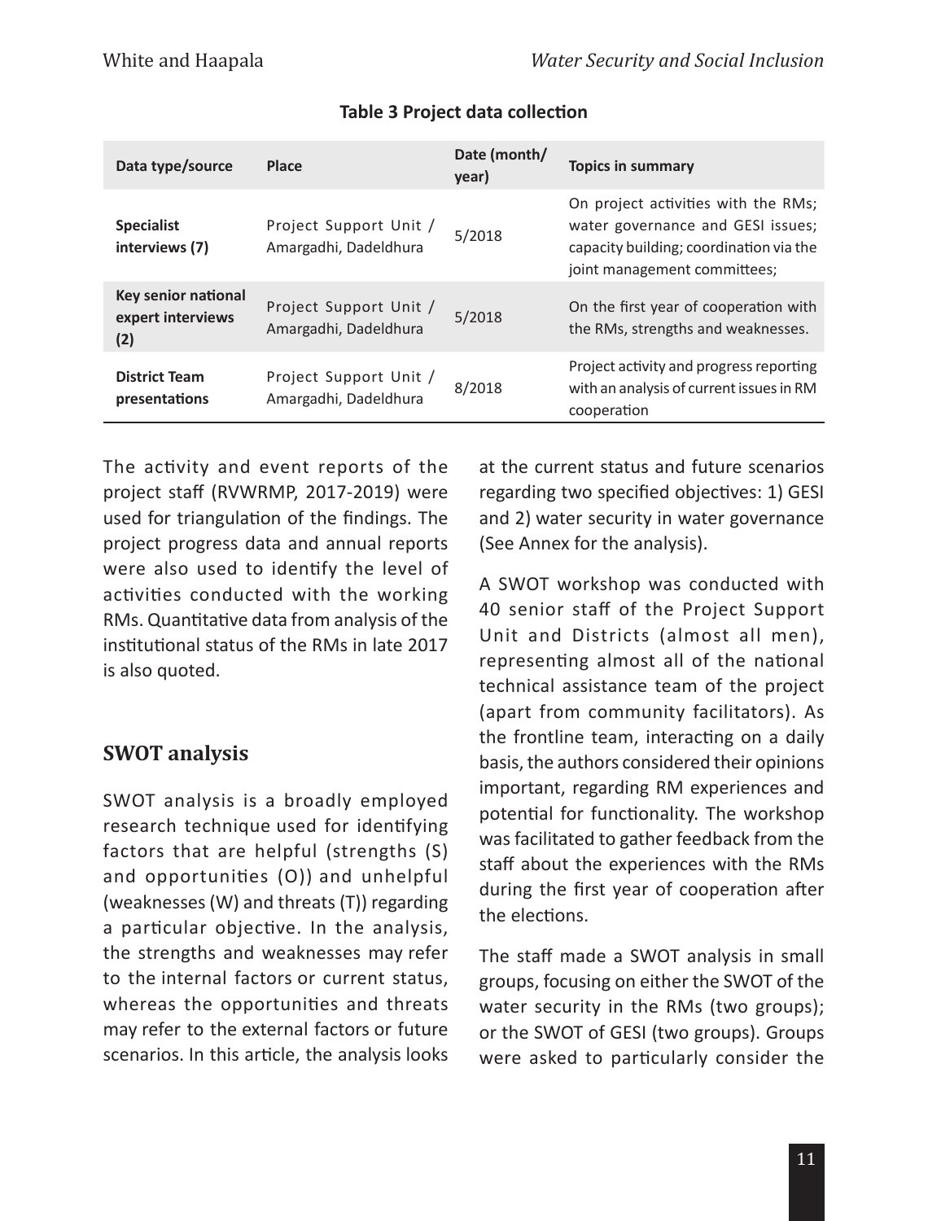**Table 3 Project data collection**

| Data type/source | Place | Date (month/ year) | Topics in summary |
|---|---|---|---|
| **Specialist interviews (7)** | Project Support Unit / Amargadhi, Dadeldhura | 5/2018 | On project activities with the RMs; water governance and GESI issues; capacity building; coordination via the joint management committees; |
| **Key senior national expert interviews (2)** | Project Support Unit / Amargadhi, Dadeldhura | 5/2018 | On the first year of cooperation with the RMs, strengths and weaknesses. |
| **District Team presentations** | Project Support Unit / Amargadhi, Dadeldhura | 8/2018 | Project activity and progress reporting with an analysis of current issues in RM cooperation |

The activity and event reports of the project staff (RVWRMP, 2017-2019) were used for triangulation of the findings. The project progress data and annual reports were also used to identify the level of activities conducted with the working RMs. Quantitative data from analysis of the institutional status of the RMs in late 2017 is also quoted.

## SWOT analysis

SWOT analysis is a broadly employed research technique used for identifying factors that are helpful (strengths (S) and opportunities (O)) and unhelpful (weaknesses (W) and threats (T)) regarding a particular objective. In the analysis, the strengths and weaknesses may refer to the internal factors or current status, whereas the opportunities and threats may refer to the external factors or future scenarios. In this article, the analysis looks at the current status and future scenarios regarding two specified objectives: 1) GESI and 2) water security in water governance (See Annex for the analysis).

A SWOT workshop was conducted with 40 senior staff of the Project Support Unit and Districts (almost all men), representing almost all of the national technical assistance team of the project (apart from community facilitators). As the frontline team, interacting on a daily basis, the authors considered their opinions important, regarding RM experiences and potential for functionality. The workshop was facilitated to gather feedback from the staff about the experiences with the RMs during the first year of cooperation after the elections.

The staff made a SWOT analysis in small groups, focusing on either the SWOT of the water security in the RMs (two groups); or the SWOT of GESI (two groups). Groups were asked to particularly consider the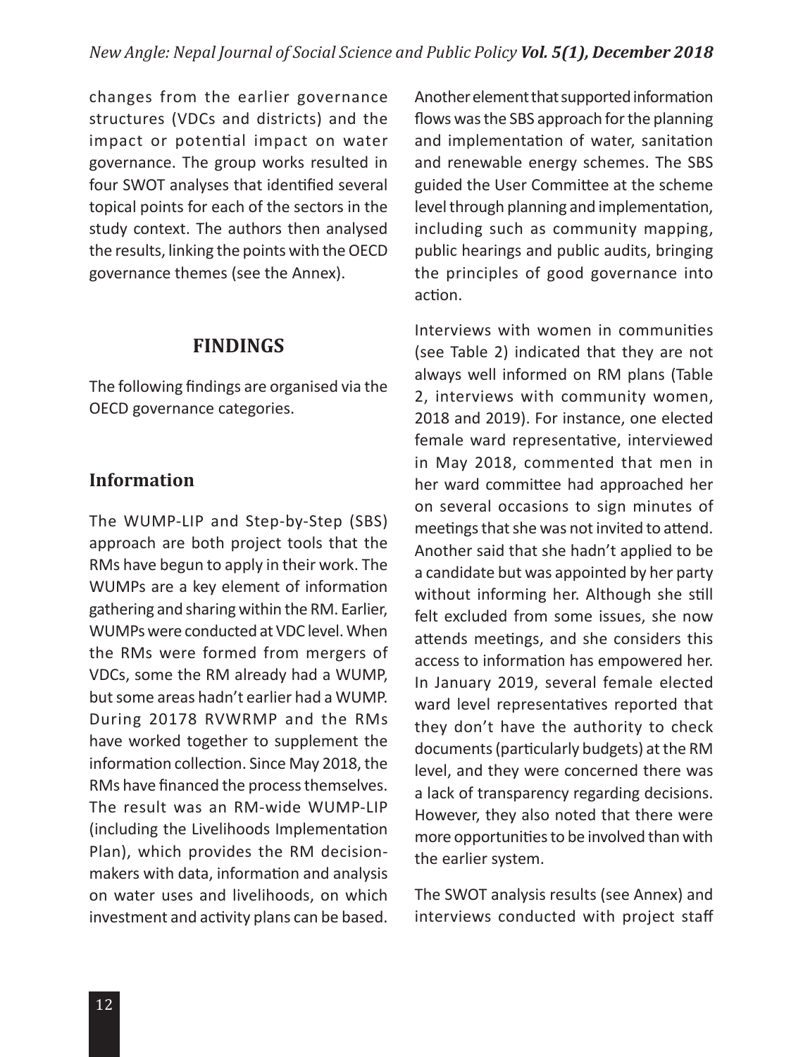changes from the earlier governance structures (VDCs and districts) and the impact or potential impact on water governance. The group works resulted in four SWOT analyses that identified several topical points for each of the sectors in the study context. The authors then analysed the results, linking the points with the OECD governance themes (see the Annex).

## FINDINGS

The following findings are organised via the OECD governance categories.

### Information

The WUMP-LIP and Step-by-Step (SBS) approach are both project tools that the RMs have begun to apply in their work. The WUMPs are a key element of information gathering and sharing within the RM. Earlier, WUMPs were conducted at VDC level. When the RMs were formed from mergers of VDCs, some the RM already had a WUMP, but some areas hadn't earlier had a WUMP. During 20178 RVWRMP and the RMs have worked together to supplement the information collection. Since May 2018, the RMs have financed the process themselves. The result was an RM-wide WUMP-LIP (including the Livelihoods Implementation Plan), which provides the RM decision-makers with data, information and analysis on water uses and livelihoods, on which investment and activity plans can be based.

Another element that supported information flows was the SBS approach for the planning and implementation of water, sanitation and renewable energy schemes. The SBS guided the User Committee at the scheme level through planning and implementation, including such as community mapping, public hearings and public audits, bringing the principles of good governance into action.

Interviews with women in communities (see Table 2) indicated that they are not always well informed on RM plans (Table 2, interviews with community women, 2018 and 2019). For instance, one elected female ward representative, interviewed in May 2018, commented that men in her ward committee had approached her on several occasions to sign minutes of meetings that she was not invited to attend. Another said that she hadn't applied to be a candidate but was appointed by her party without informing her. Although she still felt excluded from some issues, she now attends meetings, and she considers this access to information has empowered her. In January 2019, several female elected ward level representatives reported that they don't have the authority to check documents (particularly budgets) at the RM level, and they were concerned there was a lack of transparency regarding decisions. However, they also noted that there were more opportunities to be involved than with the earlier system.

The SWOT analysis results (see Annex) and interviews conducted with project staff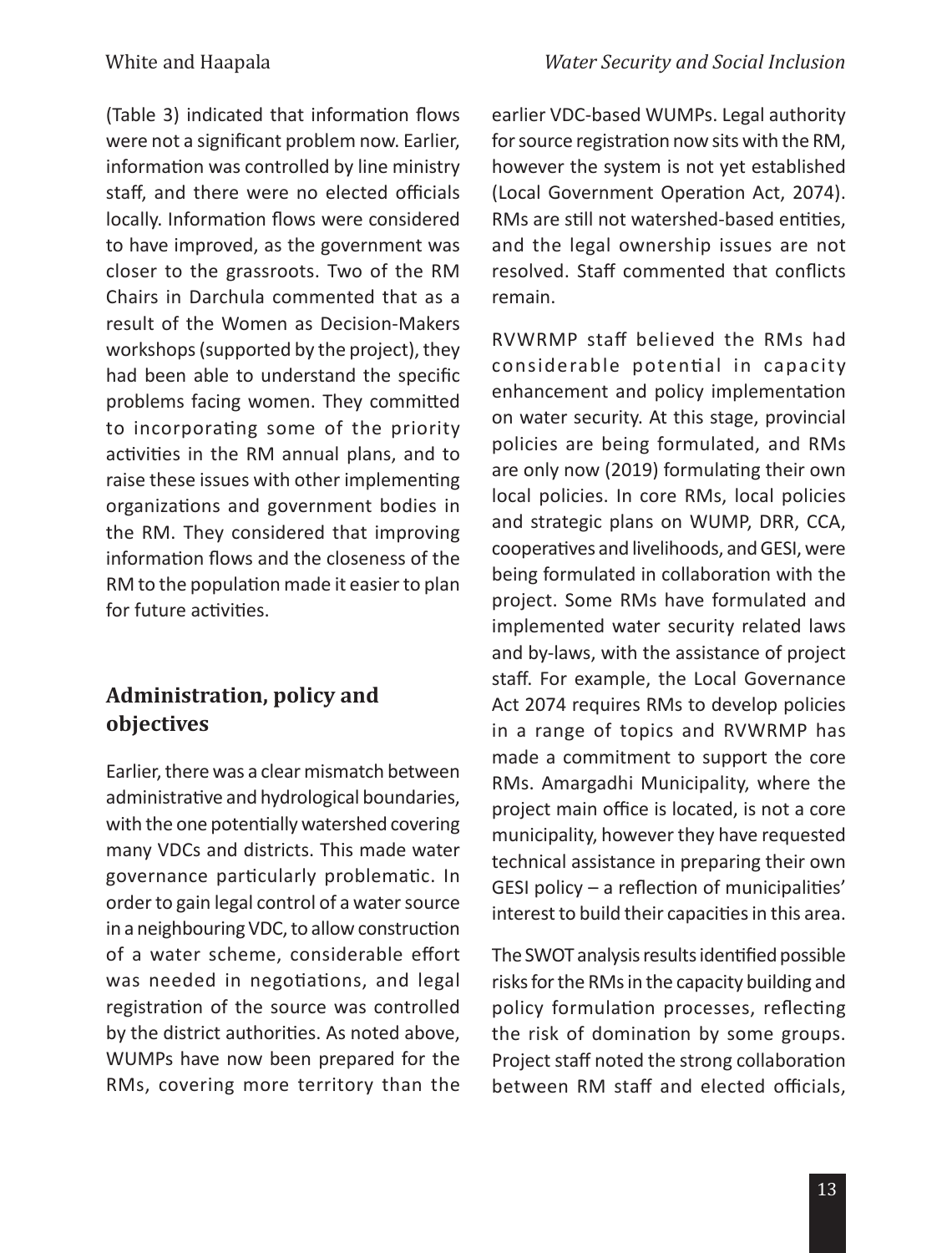(Table 3) indicated that information flows were not a significant problem now. Earlier, information was controlled by line ministry staff, and there were no elected officials locally. Information flows were considered to have improved, as the government was closer to the grassroots. Two of the RM Chairs in Darchula commented that as a result of the Women as Decision-Makers workshops (supported by the project), they had been able to understand the specific problems facing women. They committed to incorporating some of the priority activities in the RM annual plans, and to raise these issues with other implementing organizations and government bodies in the RM. They considered that improving information flows and the closeness of the RM to the population made it easier to plan for future activities.

## Administration, policy and objectives

Earlier, there was a clear mismatch between administrative and hydrological boundaries, with the one potentially watershed covering many VDCs and districts. This made water governance particularly problematic. In order to gain legal control of a water source in a neighbouring VDC, to allow construction of a water scheme, considerable effort was needed in negotiations, and legal registration of the source was controlled by the district authorities. As noted above, WUMPs have now been prepared for the RMs, covering more territory than the earlier VDC-based WUMPs. Legal authority for source registration now sits with the RM, however the system is not yet established (Local Government Operation Act, 2074). RMs are still not watershed-based entities, and the legal ownership issues are not resolved. Staff commented that conflicts remain.

RVWRMP staff believed the RMs had considerable potential in capacity enhancement and policy implementation on water security. At this stage, provincial policies are being formulated, and RMs are only now (2019) formulating their own local policies. In core RMs, local policies and strategic plans on WUMP, DRR, CCA, cooperatives and livelihoods, and GESI, were being formulated in collaboration with the project. Some RMs have formulated and implemented water security related laws and by-laws, with the assistance of project staff. For example, the Local Governance Act 2074 requires RMs to develop policies in a range of topics and RVWRMP has made a commitment to support the core RMs. Amargadhi Municipality, where the project main office is located, is not a core municipality, however they have requested technical assistance in preparing their own GESI policy – a reflection of municipalities' interest to build their capacities in this area.

The SWOT analysis results identified possible risks for the RMs in the capacity building and policy formulation processes, reflecting the risk of domination by some groups. Project staff noted the strong collaboration between RM staff and elected officials,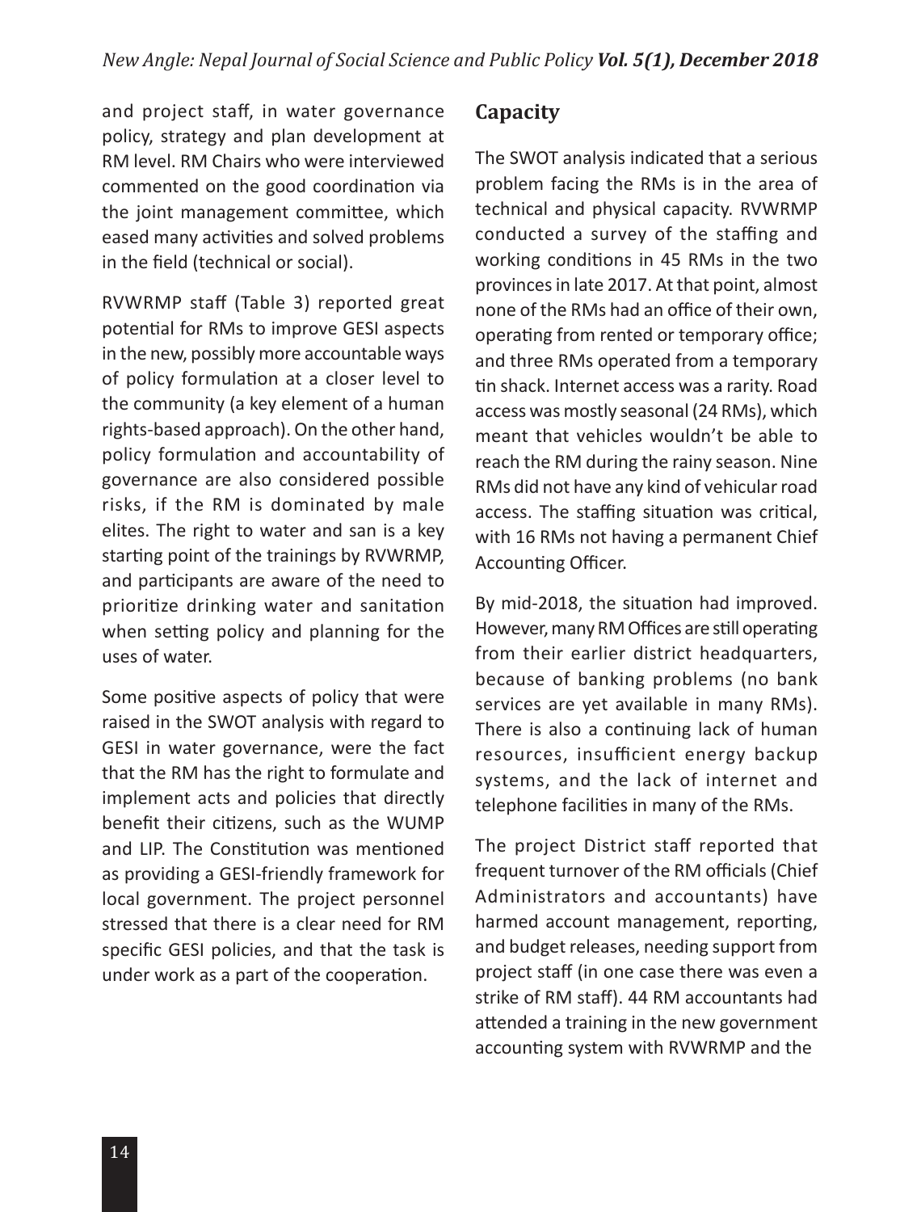and project staff, in water governance policy, strategy and plan development at RM level. RM Chairs who were interviewed commented on the good coordination via the joint management committee, which eased many activities and solved problems in the field (technical or social).

RVWRMP staff (Table 3) reported great potential for RMs to improve GESI aspects in the new, possibly more accountable ways of policy formulation at a closer level to the community (a key element of a human rights-based approach). On the other hand, policy formulation and accountability of governance are also considered possible risks, if the RM is dominated by male elites. The right to water and san is a key starting point of the trainings by RVWRMP, and participants are aware of the need to prioritize drinking water and sanitation when setting policy and planning for the uses of water.

Some positive aspects of policy that were raised in the SWOT analysis with regard to GESI in water governance, were the fact that the RM has the right to formulate and implement acts and policies that directly benefit their citizens, such as the WUMP and LIP. The Constitution was mentioned as providing a GESI-friendly framework for local government. The project personnel stressed that there is a clear need for RM specific GESI policies, and that the task is under work as a part of the cooperation.

## Capacity

The SWOT analysis indicated that a serious problem facing the RMs is in the area of technical and physical capacity. RVWRMP conducted a survey of the staffing and working conditions in 45 RMs in the two provinces in late 2017. At that point, almost none of the RMs had an office of their own, operating from rented or temporary office; and three RMs operated from a temporary tin shack. Internet access was a rarity. Road access was mostly seasonal (24 RMs), which meant that vehicles wouldn't be able to reach the RM during the rainy season. Nine RMs did not have any kind of vehicular road access. The staffing situation was critical, with 16 RMs not having a permanent Chief Accounting Officer.

By mid-2018, the situation had improved. However, many RM Offices are still operating from their earlier district headquarters, because of banking problems (no bank services are yet available in many RMs). There is also a continuing lack of human resources, insufficient energy backup systems, and the lack of internet and telephone facilities in many of the RMs.

The project District staff reported that frequent turnover of the RM officials (Chief Administrators and accountants) have harmed account management, reporting, and budget releases, needing support from project staff (in one case there was even a strike of RM staff). 44 RM accountants had attended a training in the new government accounting system with RVWRMP and the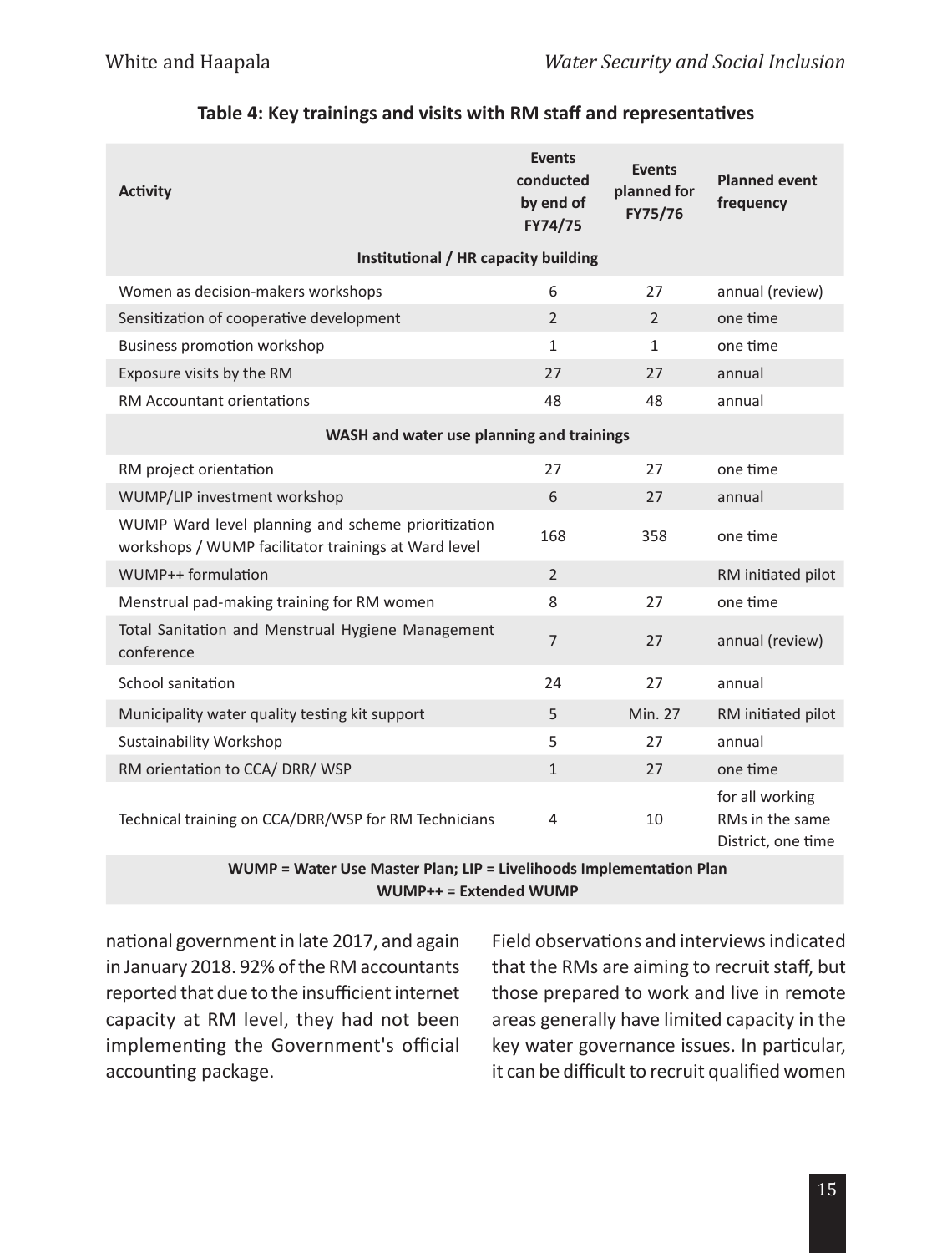**Table 4: Key trainings and visits with RM staff and representatives**

| Activity | Events conducted by end of FY74/75 | Events planned for FY75/76 | Planned event frequency |
|---|---|---|---|
| **Institutional / HR capacity building** | | | |
| Women as decision-makers workshops | 6 | 27 | annual (review) |
| Sensitization of cooperative development | 2 | 2 | one time |
| Business promotion workshop | 1 | 1 | one time |
| Exposure visits by the RM | 27 | 27 | annual |
| RM Accountant orientations | 48 | 48 | annual |
| **WASH and water use planning and trainings** | | | |
| RM project orientation | 27 | 27 | one time |
| WUMP/LIP investment workshop | 6 | 27 | annual |
| WUMP Ward level planning and scheme prioritization workshops / WUMP facilitator trainings at Ward level | 168 | 358 | one time |
| WUMP++ formulation | 2 | | RM initiated pilot |
| Menstrual pad-making training for RM women | 8 | 27 | one time |
| Total Sanitation and Menstrual Hygiene Management conference | 7 | 27 | annual (review) |
| School sanitation | 24 | 27 | annual |
| Municipality water quality testing kit support | 5 | Min. 27 | RM initiated pilot |
| Sustainability Workshop | 5 | 27 | annual |
| RM orientation to CCA/ DRR/ WSP | 1 | 27 | one time |
| Technical training on CCA/DRR/WSP for RM Technicians | 4 | 10 | for all working RMs in the same District, one time |

**WUMP = Water Use Master Plan; LIP = Livelihoods Implementation Plan**
**WUMP++ = Extended WUMP**

national government in late 2017, and again in January 2018. 92% of the RM accountants reported that due to the insufficient internet capacity at RM level, they had not been implementing the Government's official accounting package.

Field observations and interviews indicated that the RMs are aiming to recruit staff, but those prepared to work and live in remote areas generally have limited capacity in the key water governance issues. In particular, it can be difficult to recruit qualified women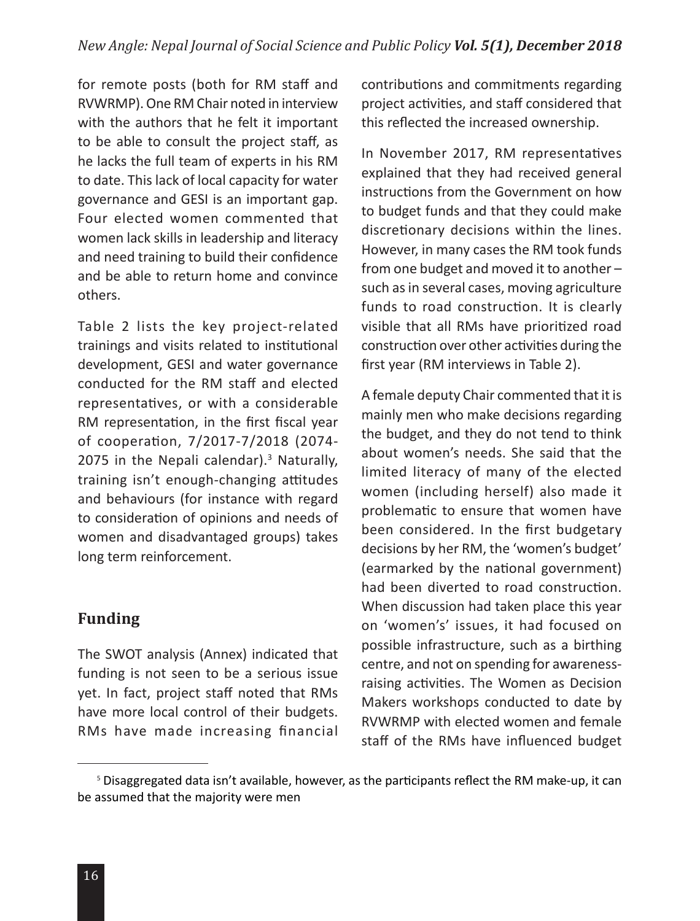for remote posts (both for RM staff and RVWRMP). One RM Chair noted in interview with the authors that he felt it important to be able to consult the project staff, as he lacks the full team of experts in his RM to date. This lack of local capacity for water governance and GESI is an important gap. Four elected women commented that women lack skills in leadership and literacy and need training to build their confidence and be able to return home and convince others.

Table 2 lists the key project-related trainings and visits related to institutional development, GESI and water governance conducted for the RM staff and elected representatives, or with a considerable RM representation, in the first fiscal year of cooperation, 7/2017-7/2018 (2074-2075 in the Nepali calendar).[3] Naturally, training isn't enough-changing attitudes and behaviours (for instance with regard to consideration of opinions and needs of women and disadvantaged groups) takes long term reinforcement.

## Funding

The SWOT analysis (Annex) indicated that funding is not seen to be a serious issue yet. In fact, project staff noted that RMs have more local control of their budgets. RMs have made increasing financial contributions and commitments regarding project activities, and staff considered that this reflected the increased ownership.

In November 2017, RM representatives explained that they had received general instructions from the Government on how to budget funds and that they could make discretionary decisions within the lines. However, in many cases the RM took funds from one budget and moved it to another – such as in several cases, moving agriculture funds to road construction. It is clearly visible that all RMs have prioritized road construction over other activities during the first year (RM interviews in Table 2).

A female deputy Chair commented that it is mainly men who make decisions regarding the budget, and they do not tend to think about women's needs. She said that the limited literacy of many of the elected women (including herself) also made it problematic to ensure that women have been considered. In the first budgetary decisions by her RM, the 'women's budget' (earmarked by the national government) had been diverted to road construction. When discussion had taken place this year on 'women's' issues, it had focused on possible infrastructure, such as a birthing centre, and not on spending for awareness-raising activities. The Women as Decision Makers workshops conducted to date by RVWRMP with elected women and female staff of the RMs have influenced budget

[5] Disaggregated data isn't available, however, as the participants reflect the RM make-up, it can be assumed that the majority were men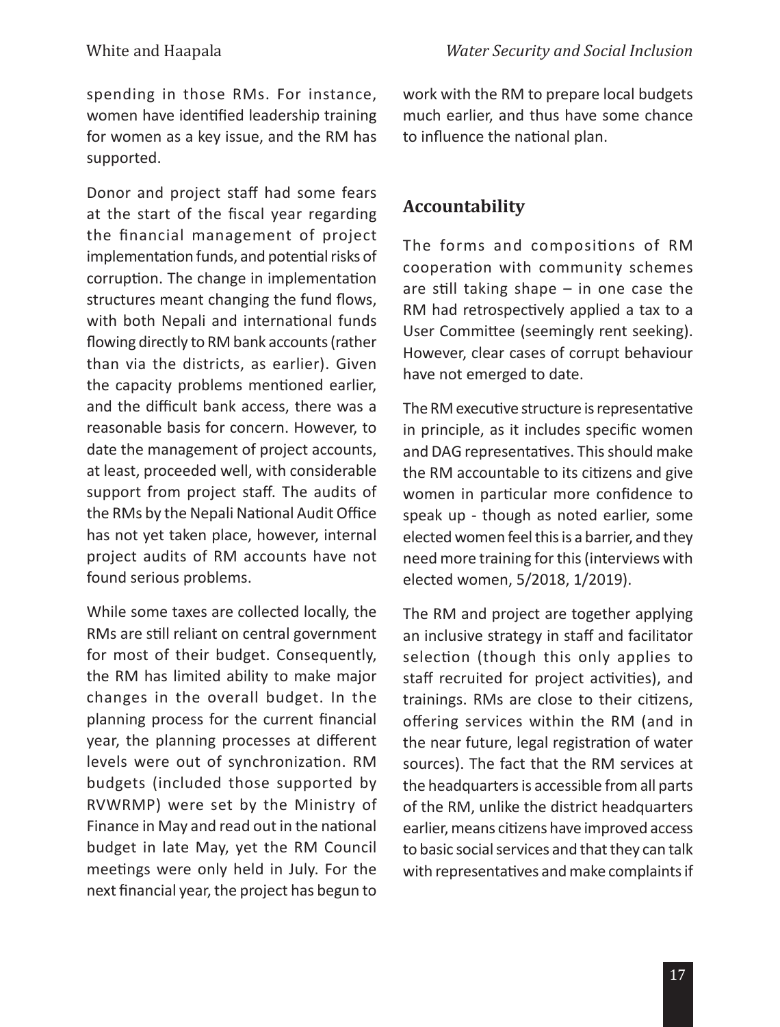spending in those RMs. For instance, women have identified leadership training for women as a key issue, and the RM has supported.

Donor and project staff had some fears at the start of the fiscal year regarding the financial management of project implementation funds, and potential risks of corruption. The change in implementation structures meant changing the fund flows, with both Nepali and international funds flowing directly to RM bank accounts (rather than via the districts, as earlier). Given the capacity problems mentioned earlier, and the difficult bank access, there was a reasonable basis for concern. However, to date the management of project accounts, at least, proceeded well, with considerable support from project staff. The audits of the RMs by the Nepali National Audit Office has not yet taken place, however, internal project audits of RM accounts have not found serious problems.

While some taxes are collected locally, the RMs are still reliant on central government for most of their budget. Consequently, the RM has limited ability to make major changes in the overall budget. In the planning process for the current financial year, the planning processes at different levels were out of synchronization. RM budgets (included those supported by RVWRMP) were set by the Ministry of Finance in May and read out in the national budget in late May, yet the RM Council meetings were only held in July. For the next financial year, the project has begun to work with the RM to prepare local budgets much earlier, and thus have some chance to influence the national plan.

## Accountability

The forms and compositions of RM cooperation with community schemes are still taking shape – in one case the RM had retrospectively applied a tax to a User Committee (seemingly rent seeking). However, clear cases of corrupt behaviour have not emerged to date.

The RM executive structure is representative in principle, as it includes specific women and DAG representatives. This should make the RM accountable to its citizens and give women in particular more confidence to speak up - though as noted earlier, some elected women feel this is a barrier, and they need more training for this (interviews with elected women, 5/2018, 1/2019).

The RM and project are together applying an inclusive strategy in staff and facilitator selection (though this only applies to staff recruited for project activities), and trainings. RMs are close to their citizens, offering services within the RM (and in the near future, legal registration of water sources). The fact that the RM services at the headquarters is accessible from all parts of the RM, unlike the district headquarters earlier, means citizens have improved access to basic social services and that they can talk with representatives and make complaints if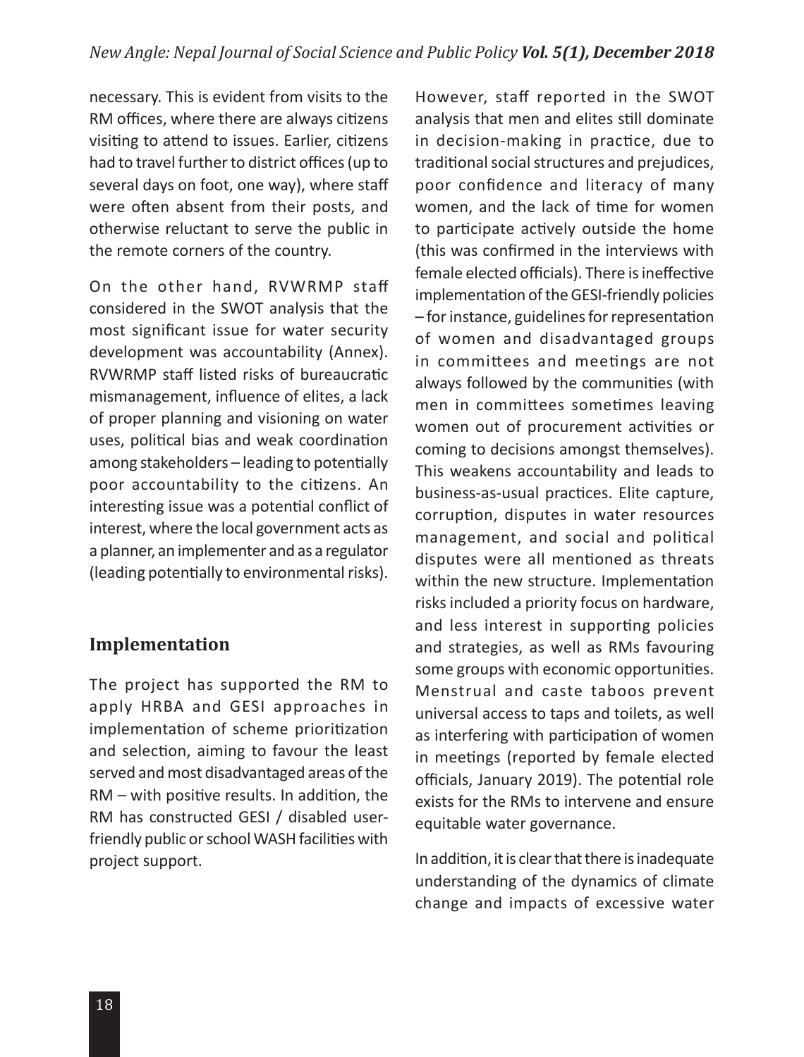necessary. This is evident from visits to the RM offices, where there are always citizens visiting to attend to issues. Earlier, citizens had to travel further to district offices (up to several days on foot, one way), where staff were often absent from their posts, and otherwise reluctant to serve the public in the remote corners of the country.

On the other hand, RVWRMP staff considered in the SWOT analysis that the most significant issue for water security development was accountability (Annex). RVWRMP staff listed risks of bureaucratic mismanagement, influence of elites, a lack of proper planning and visioning on water uses, political bias and weak coordination among stakeholders – leading to potentially poor accountability to the citizens. An interesting issue was a potential conflict of interest, where the local government acts as a planner, an implementer and as a regulator (leading potentially to environmental risks).

## Implementation

The project has supported the RM to apply HRBA and GESI approaches in implementation of scheme prioritization and selection, aiming to favour the least served and most disadvantaged areas of the RM – with positive results. In addition, the RM has constructed GESI / disabled user-friendly public or school WASH facilities with project support.

However, staff reported in the SWOT analysis that men and elites still dominate in decision-making in practice, due to traditional social structures and prejudices, poor confidence and literacy of many women, and the lack of time for women to participate actively outside the home (this was confirmed in the interviews with female elected officials). There is ineffective implementation of the GESI-friendly policies – for instance, guidelines for representation of women and disadvantaged groups in committees and meetings are not always followed by the communities (with men in committees sometimes leaving women out of procurement activities or coming to decisions amongst themselves). This weakens accountability and leads to business-as-usual practices. Elite capture, corruption, disputes in water resources management, and social and political disputes were all mentioned as threats within the new structure. Implementation risks included a priority focus on hardware, and less interest in supporting policies and strategies, as well as RMs favouring some groups with economic opportunities. Menstrual and caste taboos prevent universal access to taps and toilets, as well as interfering with participation of women in meetings (reported by female elected officials, January 2019). The potential role exists for the RMs to intervene and ensure equitable water governance.

In addition, it is clear that there is inadequate understanding of the dynamics of climate change and impacts of excessive water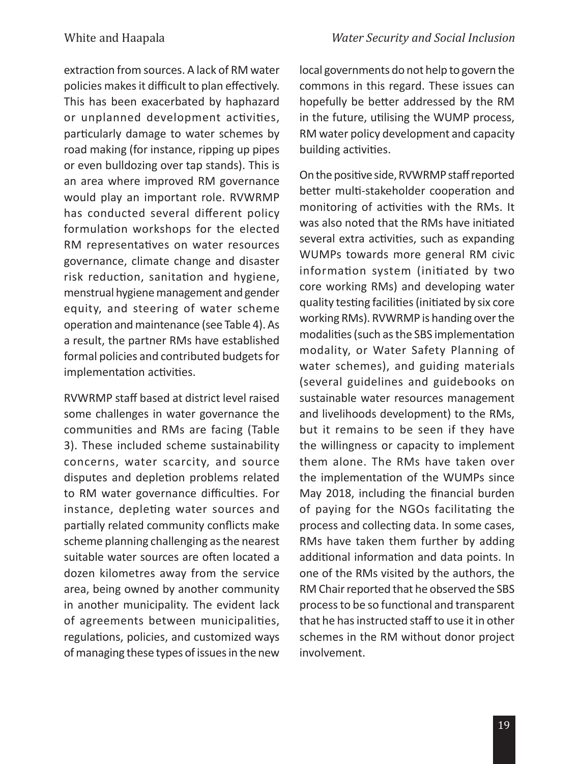extraction from sources. A lack of RM water policies makes it difficult to plan effectively. This has been exacerbated by haphazard or unplanned development activities, particularly damage to water schemes by road making (for instance, ripping up pipes or even bulldozing over tap stands). This is an area where improved RM governance would play an important role. RVWRMP has conducted several different policy formulation workshops for the elected RM representatives on water resources governance, climate change and disaster risk reduction, sanitation and hygiene, menstrual hygiene management and gender equity, and steering of water scheme operation and maintenance (see Table 4). As a result, the partner RMs have established formal policies and contributed budgets for implementation activities.

RVWRMP staff based at district level raised some challenges in water governance the communities and RMs are facing (Table 3). These included scheme sustainability concerns, water scarcity, and source disputes and depletion problems related to RM water governance difficulties. For instance, depleting water sources and partially related community conflicts make scheme planning challenging as the nearest suitable water sources are often located a dozen kilometres away from the service area, being owned by another community in another municipality. The evident lack of agreements between municipalities, regulations, policies, and customized ways of managing these types of issues in the new local governments do not help to govern the commons in this regard. These issues can hopefully be better addressed by the RM in the future, utilising the WUMP process, RM water policy development and capacity building activities.

On the positive side, RVWRMP staff reported better multi-stakeholder cooperation and monitoring of activities with the RMs. It was also noted that the RMs have initiated several extra activities, such as expanding WUMPs towards more general RM civic information system (initiated by two core working RMs) and developing water quality testing facilities (initiated by six core working RMs). RVWRMP is handing over the modalities (such as the SBS implementation modality, or Water Safety Planning of water schemes), and guiding materials (several guidelines and guidebooks on sustainable water resources management and livelihoods development) to the RMs, but it remains to be seen if they have the willingness or capacity to implement them alone. The RMs have taken over the implementation of the WUMPs since May 2018, including the financial burden of paying for the NGOs facilitating the process and collecting data. In some cases, RMs have taken them further by adding additional information and data points. In one of the RMs visited by the authors, the RM Chair reported that he observed the SBS process to be so functional and transparent that he has instructed staff to use it in other schemes in the RM without donor project involvement.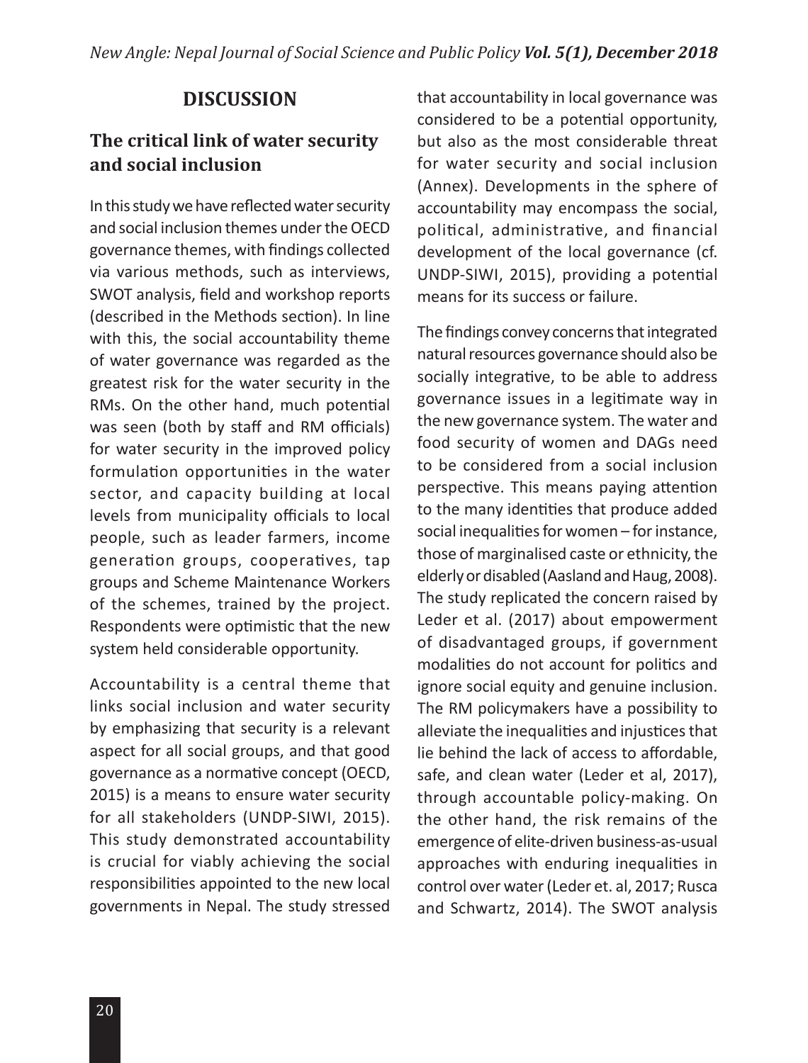# DISCUSSION

## The critical link of water security and social inclusion

In this study we have reflected water security and social inclusion themes under the OECD governance themes, with findings collected via various methods, such as interviews, SWOT analysis, field and workshop reports (described in the Methods section). In line with this, the social accountability theme of water governance was regarded as the greatest risk for the water security in the RMs. On the other hand, much potential was seen (both by staff and RM officials) for water security in the improved policy formulation opportunities in the water sector, and capacity building at local levels from municipality officials to local people, such as leader farmers, income generation groups, cooperatives, tap groups and Scheme Maintenance Workers of the schemes, trained by the project. Respondents were optimistic that the new system held considerable opportunity.

Accountability is a central theme that links social inclusion and water security by emphasizing that security is a relevant aspect for all social groups, and that good governance as a normative concept (OECD, 2015) is a means to ensure water security for all stakeholders (UNDP-SIWI, 2015). This study demonstrated accountability is crucial for viably achieving the social responsibilities appointed to the new local governments in Nepal. The study stressed that accountability in local governance was considered to be a potential opportunity, but also as the most considerable threat for water security and social inclusion (Annex). Developments in the sphere of accountability may encompass the social, political, administrative, and financial development of the local governance (cf. UNDP-SIWI, 2015), providing a potential means for its success or failure.

The findings convey concerns that integrated natural resources governance should also be socially integrative, to be able to address governance issues in a legitimate way in the new governance system. The water and food security of women and DAGs need to be considered from a social inclusion perspective. This means paying attention to the many identities that produce added social inequalities for women – for instance, those of marginalised caste or ethnicity, the elderly or disabled (Aasland and Haug, 2008). The study replicated the concern raised by Leder et al. (2017) about empowerment of disadvantaged groups, if government modalities do not account for politics and ignore social equity and genuine inclusion. The RM policymakers have a possibility to alleviate the inequalities and injustices that lie behind the lack of access to affordable, safe, and clean water (Leder et al, 2017), through accountable policy-making. On the other hand, the risk remains of the emergence of elite-driven business-as-usual approaches with enduring inequalities in control over water (Leder et. al, 2017; Rusca and Schwartz, 2014). The SWOT analysis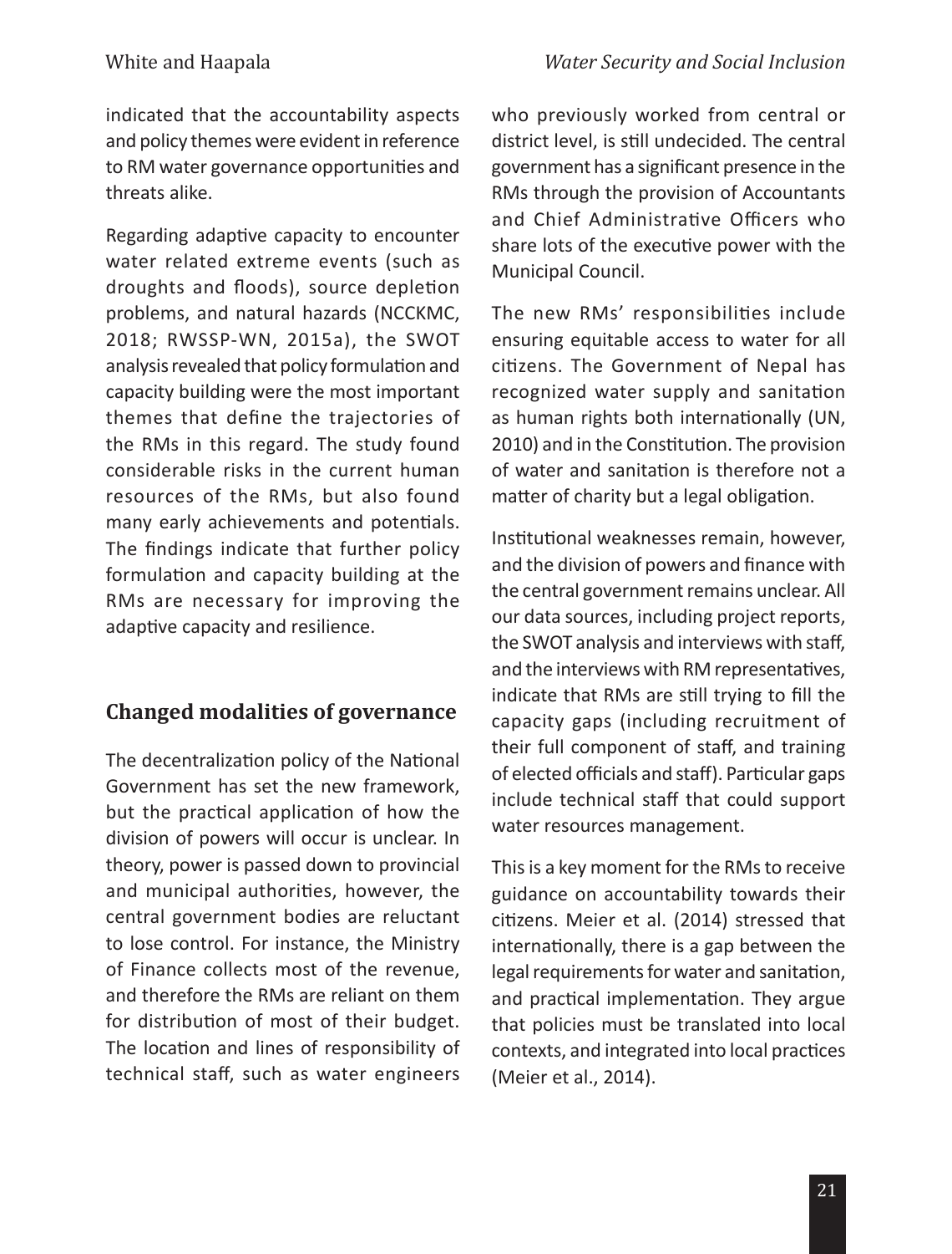indicated that the accountability aspects and policy themes were evident in reference to RM water governance opportunities and threats alike.

Regarding adaptive capacity to encounter water related extreme events (such as droughts and floods), source depletion problems, and natural hazards (NCCKMC, 2018; RWSSP-WN, 2015a), the SWOT analysis revealed that policy formulation and capacity building were the most important themes that define the trajectories of the RMs in this regard. The study found considerable risks in the current human resources of the RMs, but also found many early achievements and potentials. The findings indicate that further policy formulation and capacity building at the RMs are necessary for improving the adaptive capacity and resilience.

## Changed modalities of governance

The decentralization policy of the National Government has set the new framework, but the practical application of how the division of powers will occur is unclear. In theory, power is passed down to provincial and municipal authorities, however, the central government bodies are reluctant to lose control. For instance, the Ministry of Finance collects most of the revenue, and therefore the RMs are reliant on them for distribution of most of their budget. The location and lines of responsibility of technical staff, such as water engineers who previously worked from central or district level, is still undecided. The central government has a significant presence in the RMs through the provision of Accountants and Chief Administrative Officers who share lots of the executive power with the Municipal Council.

The new RMs' responsibilities include ensuring equitable access to water for all citizens. The Government of Nepal has recognized water supply and sanitation as human rights both internationally (UN, 2010) and in the Constitution. The provision of water and sanitation is therefore not a matter of charity but a legal obligation.

Institutional weaknesses remain, however, and the division of powers and finance with the central government remains unclear. All our data sources, including project reports, the SWOT analysis and interviews with staff, and the interviews with RM representatives, indicate that RMs are still trying to fill the capacity gaps (including recruitment of their full component of staff, and training of elected officials and staff). Particular gaps include technical staff that could support water resources management.

This is a key moment for the RMs to receive guidance on accountability towards their citizens. Meier et al. (2014) stressed that internationally, there is a gap between the legal requirements for water and sanitation, and practical implementation. They argue that policies must be translated into local contexts, and integrated into local practices (Meier et al., 2014).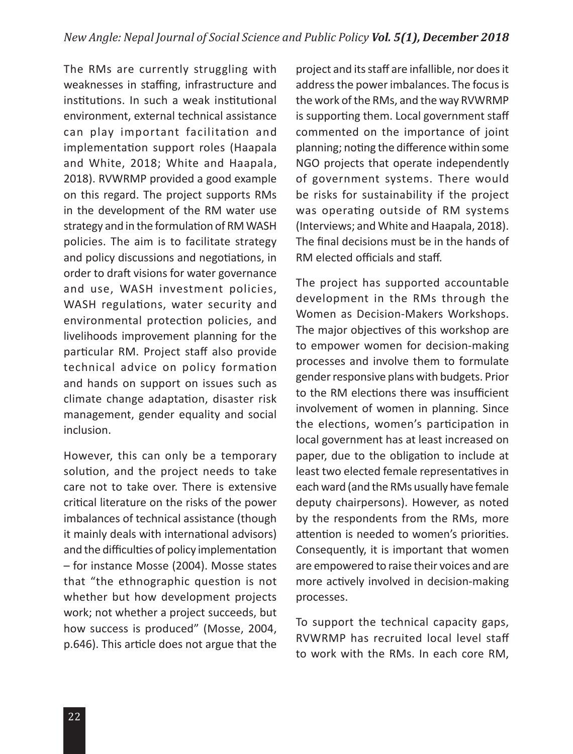The RMs are currently struggling with weaknesses in staffing, infrastructure and institutions. In such a weak institutional environment, external technical assistance can play important facilitation and implementation support roles (Haapala and White, 2018; White and Haapala, 2018). RVWRMP provided a good example on this regard. The project supports RMs in the development of the RM water use strategy and in the formulation of RM WASH policies. The aim is to facilitate strategy and policy discussions and negotiations, in order to draft visions for water governance and use, WASH investment policies, WASH regulations, water security and environmental protection policies, and livelihoods improvement planning for the particular RM. Project staff also provide technical advice on policy formation and hands on support on issues such as climate change adaptation, disaster risk management, gender equality and social inclusion.

However, this can only be a temporary solution, and the project needs to take care not to take over. There is extensive critical literature on the risks of the power imbalances of technical assistance (though it mainly deals with international advisors) and the difficulties of policy implementation – for instance Mosse (2004). Mosse states that "the ethnographic question is not whether but how development projects work; not whether a project succeeds, but how success is produced" (Mosse, 2004, p.646). This article does not argue that the project and its staff are infallible, nor does it address the power imbalances. The focus is the work of the RMs, and the way RVWRMP is supporting them. Local government staff commented on the importance of joint planning; noting the difference within some NGO projects that operate independently of government systems. There would be risks for sustainability if the project was operating outside of RM systems (Interviews; and White and Haapala, 2018). The final decisions must be in the hands of RM elected officials and staff.

The project has supported accountable development in the RMs through the Women as Decision-Makers Workshops. The major objectives of this workshop are to empower women for decision-making processes and involve them to formulate gender responsive plans with budgets. Prior to the RM elections there was insufficient involvement of women in planning. Since the elections, women's participation in local government has at least increased on paper, due to the obligation to include at least two elected female representatives in each ward (and the RMs usually have female deputy chairpersons). However, as noted by the respondents from the RMs, more attention is needed to women's priorities. Consequently, it is important that women are empowered to raise their voices and are more actively involved in decision-making processes.

To support the technical capacity gaps, RVWRMP has recruited local level staff to work with the RMs. In each core RM,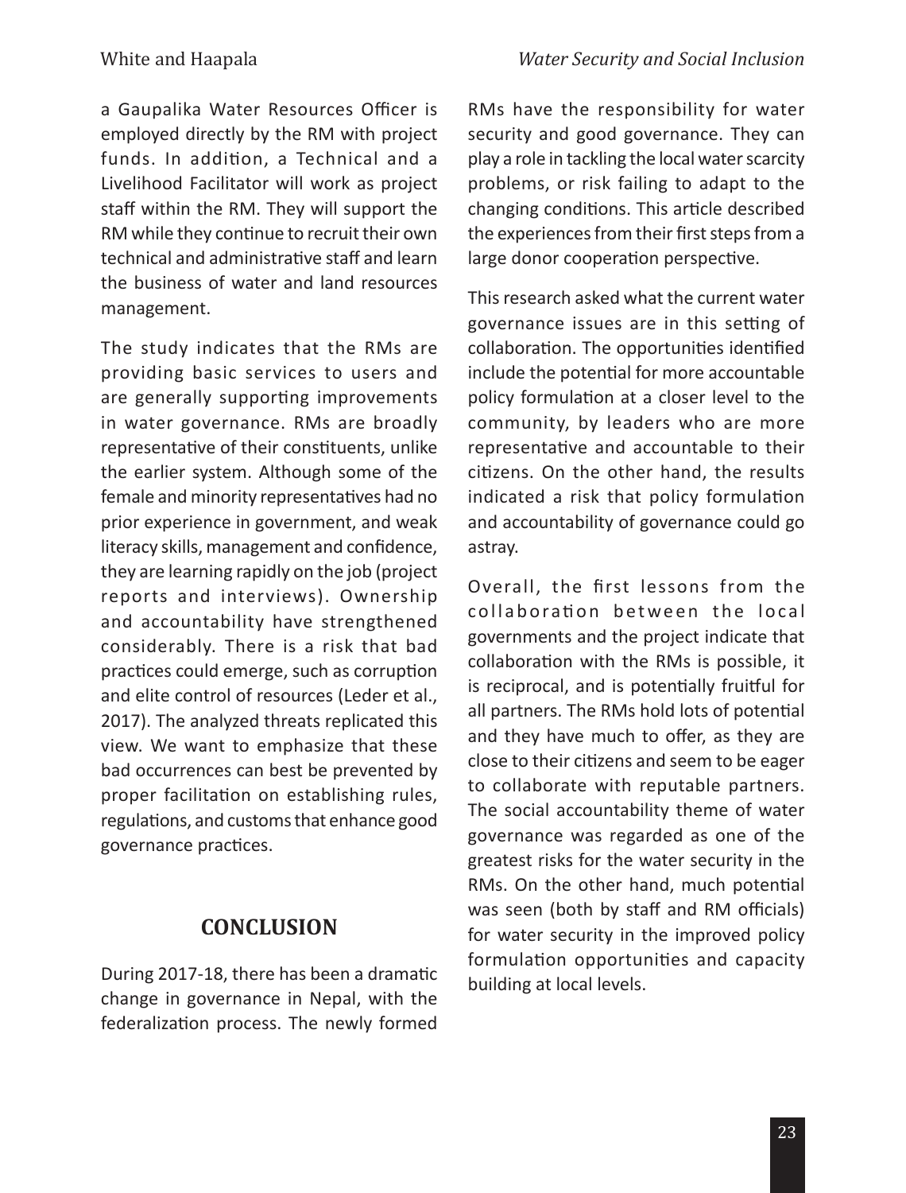a Gaupalika Water Resources Officer is employed directly by the RM with project funds. In addition, a Technical and a Livelihood Facilitator will work as project staff within the RM. They will support the RM while they continue to recruit their own technical and administrative staff and learn the business of water and land resources management.

The study indicates that the RMs are providing basic services to users and are generally supporting improvements in water governance. RMs are broadly representative of their constituents, unlike the earlier system. Although some of the female and minority representatives had no prior experience in government, and weak literacy skills, management and confidence, they are learning rapidly on the job (project reports and interviews). Ownership and accountability have strengthened considerably. There is a risk that bad practices could emerge, such as corruption and elite control of resources (Leder et al., 2017). The analyzed threats replicated this view. We want to emphasize that these bad occurrences can best be prevented by proper facilitation on establishing rules, regulations, and customs that enhance good governance practices.

## CONCLUSION

During 2017-18, there has been a dramatic change in governance in Nepal, with the federalization process. The newly formed RMs have the responsibility for water security and good governance. They can play a role in tackling the local water scarcity problems, or risk failing to adapt to the changing conditions. This article described the experiences from their first steps from a large donor cooperation perspective.

This research asked what the current water governance issues are in this setting of collaboration. The opportunities identified include the potential for more accountable policy formulation at a closer level to the community, by leaders who are more representative and accountable to their citizens. On the other hand, the results indicated a risk that policy formulation and accountability of governance could go astray.

Overall, the first lessons from the collaboration between the local governments and the project indicate that collaboration with the RMs is possible, it is reciprocal, and is potentially fruitful for all partners. The RMs hold lots of potential and they have much to offer, as they are close to their citizens and seem to be eager to collaborate with reputable partners. The social accountability theme of water governance was regarded as one of the greatest risks for the water security in the RMs. On the other hand, much potential was seen (both by staff and RM officials) for water security in the improved policy formulation opportunities and capacity building at local levels.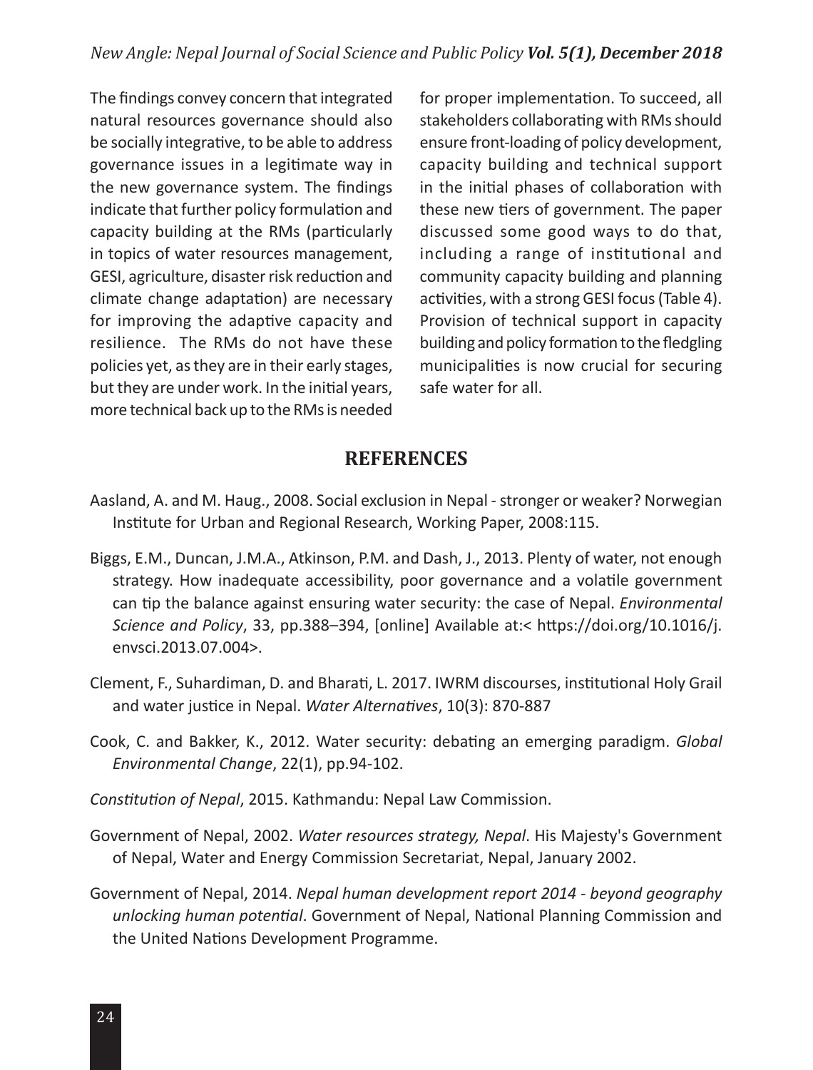The findings convey concern that integrated natural resources governance should also be socially integrative, to be able to address governance issues in a legitimate way in the new governance system. The findings indicate that further policy formulation and capacity building at the RMs (particularly in topics of water resources management, GESI, agriculture, disaster risk reduction and climate change adaptation) are necessary for improving the adaptive capacity and resilience. The RMs do not have these policies yet, as they are in their early stages, but they are under work. In the initial years, more technical back up to the RMs is needed for proper implementation. To succeed, all stakeholders collaborating with RMs should ensure front-loading of policy development, capacity building and technical support in the initial phases of collaboration with these new tiers of government. The paper discussed some good ways to do that, including a range of institutional and community capacity building and planning activities, with a strong GESI focus (Table 4). Provision of technical support in capacity building and policy formation to the fledgling municipalities is now crucial for securing safe water for all.

## REFERENCES

Aasland, A. and M. Haug., 2008. Social exclusion in Nepal - stronger or weaker? Norwegian Institute for Urban and Regional Research, Working Paper, 2008:115.

Biggs, E.M., Duncan, J.M.A., Atkinson, P.M. and Dash, J., 2013. Plenty of water, not enough strategy. How inadequate accessibility, poor governance and a volatile government can tip the balance against ensuring water security: the case of Nepal. *Environmental Science and Policy*, 33, pp.388–394, [online] Available at:< https://doi.org/10.1016/j.envsci.2013.07.004>.

Clement, F., Suhardiman, D. and Bharati, L. 2017. IWRM discourses, institutional Holy Grail and water justice in Nepal. *Water Alternatives*, 10(3): 870-887

Cook, C. and Bakker, K., 2012. Water security: debating an emerging paradigm. *Global Environmental Change*, 22(1), pp.94-102.

*Constitution of Nepal*, 2015. Kathmandu: Nepal Law Commission.

Government of Nepal, 2002. *Water resources strategy, Nepal*. His Majesty's Government of Nepal, Water and Energy Commission Secretariat, Nepal, January 2002.

Government of Nepal, 2014. *Nepal human development report 2014 - beyond geography unlocking human potential*. Government of Nepal, National Planning Commission and the United Nations Development Programme.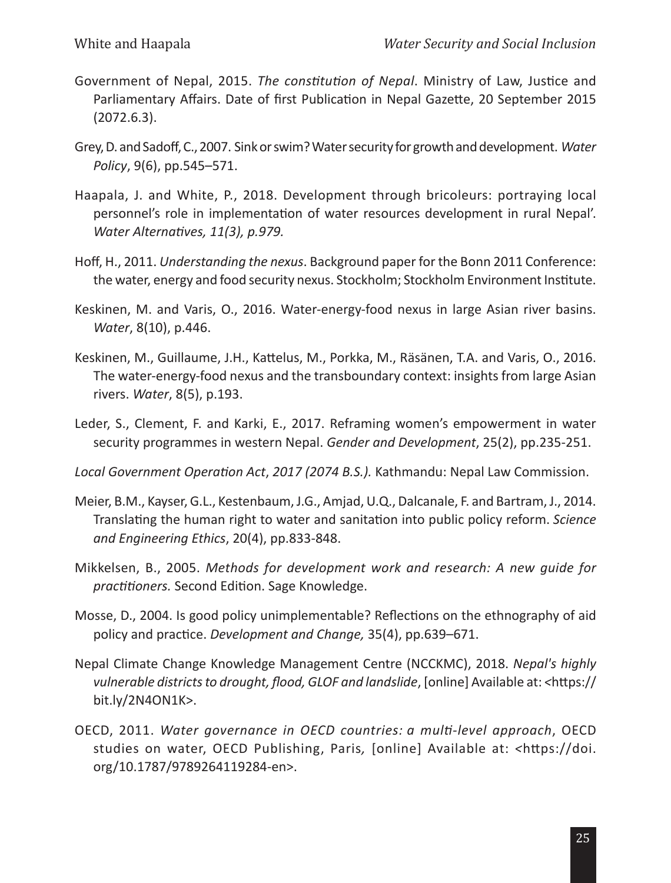Government of Nepal, 2015. *The constitution of Nepal*. Ministry of Law, Justice and Parliamentary Affairs. Date of first Publication in Nepal Gazette, 20 September 2015 (2072.6.3).

Grey, D. and Sadoff, C., 2007. Sink or swim? Water security for growth and development. *Water Policy*, 9(6), pp.545–571.

Haapala, J. and White, P., 2018. Development through bricoleurs: portraying local personnel's role in implementation of water resources development in rural Nepal'. *Water Alternatives, 11(3), p.979.*

Hoff, H., 2011. *Understanding the nexus*. Background paper for the Bonn 2011 Conference: the water, energy and food security nexus. Stockholm; Stockholm Environment Institute.

Keskinen, M. and Varis, O., 2016. Water-energy-food nexus in large Asian river basins. *Water*, 8(10), p.446.

Keskinen, M., Guillaume, J.H., Kattelus, M., Porkka, M., Räsänen, T.A. and Varis, O., 2016. The water-energy-food nexus and the transboundary context: insights from large Asian rivers. *Water*, 8(5), p.193.

Leder, S., Clement, F. and Karki, E., 2017. Reframing women's empowerment in water security programmes in western Nepal. *Gender and Development*, 25(2), pp.235-251.

*Local Government Operation Act*, *2017 (2074 B.S.).* Kathmandu: Nepal Law Commission.

Meier, B.M., Kayser, G.L., Kestenbaum, J.G., Amjad, U.Q., Dalcanale, F. and Bartram, J., 2014. Translating the human right to water and sanitation into public policy reform. *Science and Engineering Ethics*, 20(4), pp.833-848.

Mikkelsen, B., 2005. *Methods for development work and research: A new guide for practitioners.* Second Edition. Sage Knowledge.

Mosse, D., 2004. Is good policy unimplementable? Reflections on the ethnography of aid policy and practice. *Development and Change,* 35(4), pp.639–671.

Nepal Climate Change Knowledge Management Centre (NCCKMC), 2018. *Nepal's highly vulnerable districts to drought, flood, GLOF and landslide*, [online] Available at: <https://bit.ly/2N4ON1K>.

OECD, 2011. *Water governance in OECD countries: a multi-level approach*, OECD studies on water, OECD Publishing, Paris, [online] Available at: <https://doi.org/10.1787/9789264119284-en>.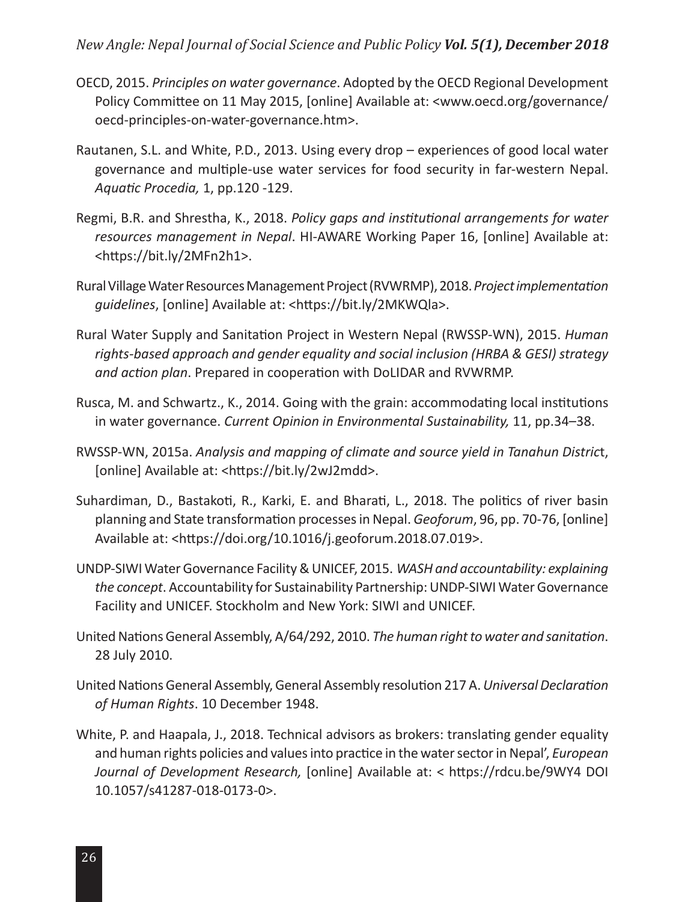OECD, 2015. *Principles on water governance*. Adopted by the OECD Regional Development Policy Committee on 11 May 2015, [online] Available at: <www.oecd.org/governance/oecd-principles-on-water-governance.htm>.

Rautanen, S.L. and White, P.D., 2013. Using every drop – experiences of good local water governance and multiple-use water services for food security in far-western Nepal. *Aquatic Procedia,* 1, pp.120 -129.

Regmi, B.R. and Shrestha, K., 2018. *Policy gaps and institutional arrangements for water resources management in Nepal*. HI-AWARE Working Paper 16, [online] Available at: <https://bit.ly/2MFn2h1>.

Rural Village Water Resources Management Project (RVWRMP), 2018. *Project implementation guidelines*, [online] Available at: <https://bit.ly/2MKWQla>.

Rural Water Supply and Sanitation Project in Western Nepal (RWSSP-WN), 2015. *Human rights-based approach and gender equality and social inclusion (HRBA & GESI) strategy and action plan*. Prepared in cooperation with DoLIDAR and RVWRMP.

Rusca, M. and Schwartz., K., 2014. Going with the grain: accommodating local institutions in water governance. *Current Opinion in Environmental Sustainability,* 11, pp.34–38.

RWSSP-WN, 2015a. *Analysis and mapping of climate and source yield in Tanahun Distric*t, [online] Available at: <https://bit.ly/2wJ2mdd>.

Suhardiman, D., Bastakoti, R., Karki, E. and Bharati, L., 2018. The politics of river basin planning and State transformation processes in Nepal. *Geoforum*, 96, pp. 70-76, [online] Available at: <https://doi.org/10.1016/j.geoforum.2018.07.019>.

UNDP-SIWI Water Governance Facility & UNICEF, 2015. *WASH and accountability: explaining the concept*. Accountability for Sustainability Partnership: UNDP-SIWI Water Governance Facility and UNICEF. Stockholm and New York: SIWI and UNICEF.

United Nations General Assembly, A/64/292, 2010. *The human right to water and sanitation*. 28 July 2010.

United Nations General Assembly, General Assembly resolution 217 A. *Universal Declaration of Human Rights*. 10 December 1948.

White, P. and Haapala, J., 2018. Technical advisors as brokers: translating gender equality and human rights policies and values into practice in the water sector in Nepal', *European Journal of Development Research,* [online] Available at: < https://rdcu.be/9WY4 DOI 10.1057/s41287-018-0173-0>.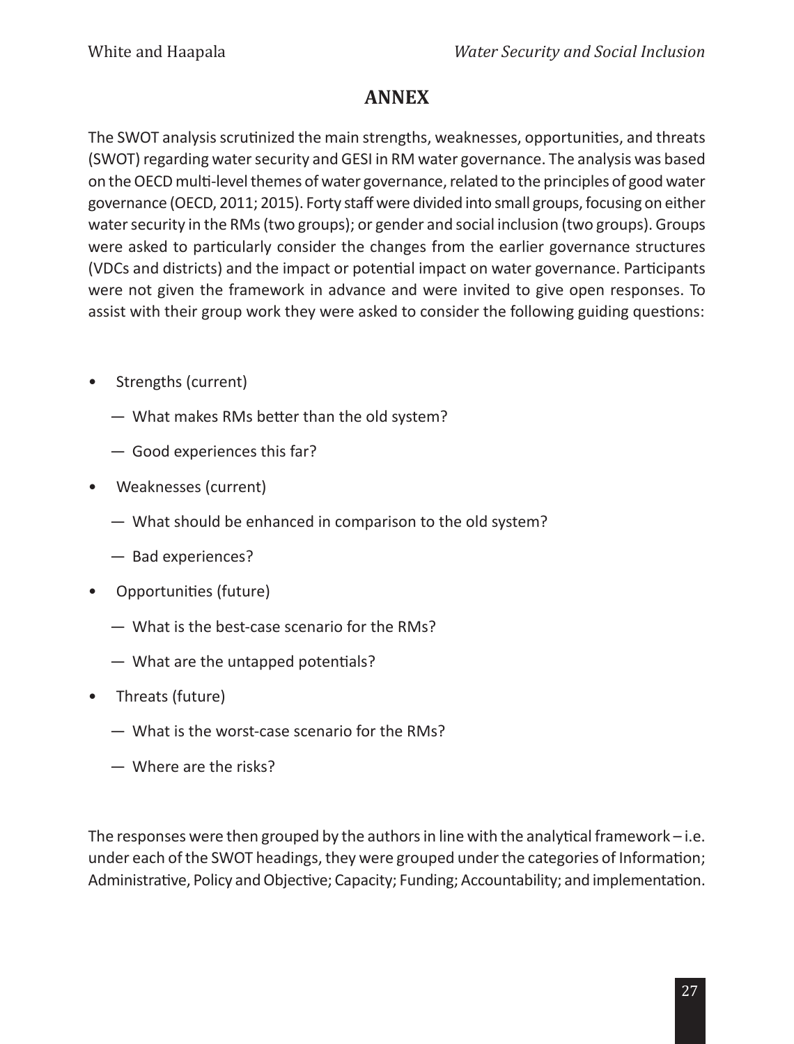# ANNEX

The SWOT analysis scrutinized the main strengths, weaknesses, opportunities, and threats (SWOT) regarding water security and GESI in RM water governance. The analysis was based on the OECD multi-level themes of water governance, related to the principles of good water governance (OECD, 2011; 2015). Forty staff were divided into small groups, focusing on either water security in the RMs (two groups); or gender and social inclusion (two groups). Groups were asked to particularly consider the changes from the earlier governance structures (VDCs and districts) and the impact or potential impact on water governance. Participants were not given the framework in advance and were invited to give open responses. To assist with their group work they were asked to consider the following guiding questions:

- Strengths (current)
  - What makes RMs better than the old system?
  - Good experiences this far?
- Weaknesses (current)
  - What should be enhanced in comparison to the old system?
  - Bad experiences?
- Opportunities (future)
  - What is the best-case scenario for the RMs?
  - What are the untapped potentials?
- Threats (future)
  - What is the worst-case scenario for the RMs?
  - Where are the risks?

The responses were then grouped by the authors in line with the analytical framework – i.e. under each of the SWOT headings, they were grouped under the categories of Information; Administrative, Policy and Objective; Capacity; Funding; Accountability; and implementation.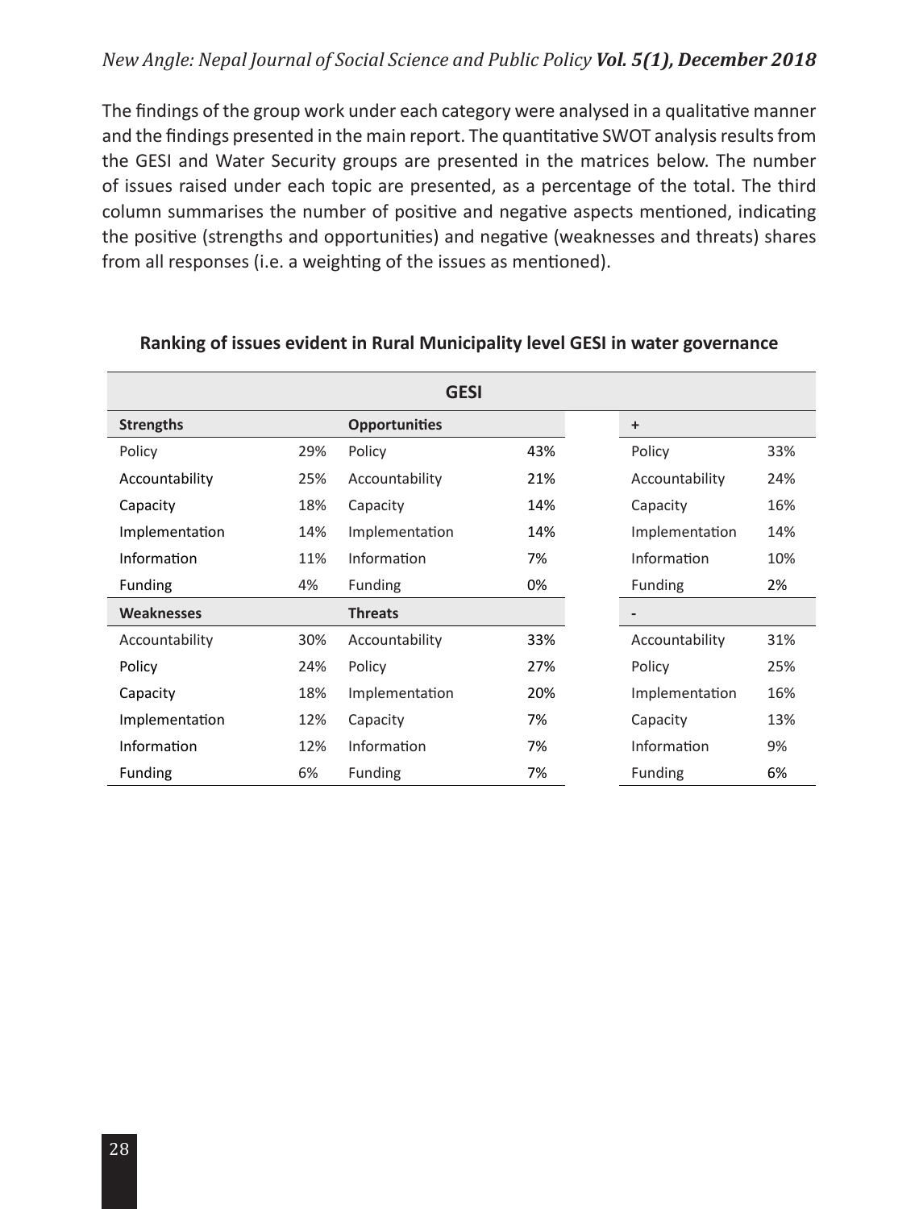The findings of the group work under each category were analysed in a qualitative manner and the findings presented in the main report. The quantitative SWOT analysis results from the GESI and Water Security groups are presented in the matrices below. The number of issues raised under each topic are presented, as a percentage of the total. The third column summarises the number of positive and negative aspects mentioned, indicating the positive (strengths and opportunities) and negative (weaknesses and threats) shares from all responses (i.e. a weighting of the issues as mentioned).

**Ranking of issues evident in Rural Municipality level GESI in water governance**

| GESI | | | | | |
|---|---|---|---|---|---|
| **Strengths** | | **Opportunities** | | **+** | |
| Policy | 29% | Policy | 43% | Policy | 33% |
| Accountability | 25% | Accountability | 21% | Accountability | 24% |
| Capacity | 18% | Capacity | 14% | Capacity | 16% |
| Implementation | 14% | Implementation | 14% | Implementation | 14% |
| Information | 11% | Information | 7% | Information | 10% |
| Funding | 4% | Funding | 0% | Funding | 2% |
| **Weaknesses** | | **Threats** | | **-** | |
| Accountability | 30% | Accountability | 33% | Accountability | 31% |
| Policy | 24% | Policy | 27% | Policy | 25% |
| Capacity | 18% | Implementation | 20% | Implementation | 16% |
| Implementation | 12% | Capacity | 7% | Capacity | 13% |
| Information | 12% | Information | 7% | Information | 9% |
| Funding | 6% | Funding | 7% | Funding | 6% |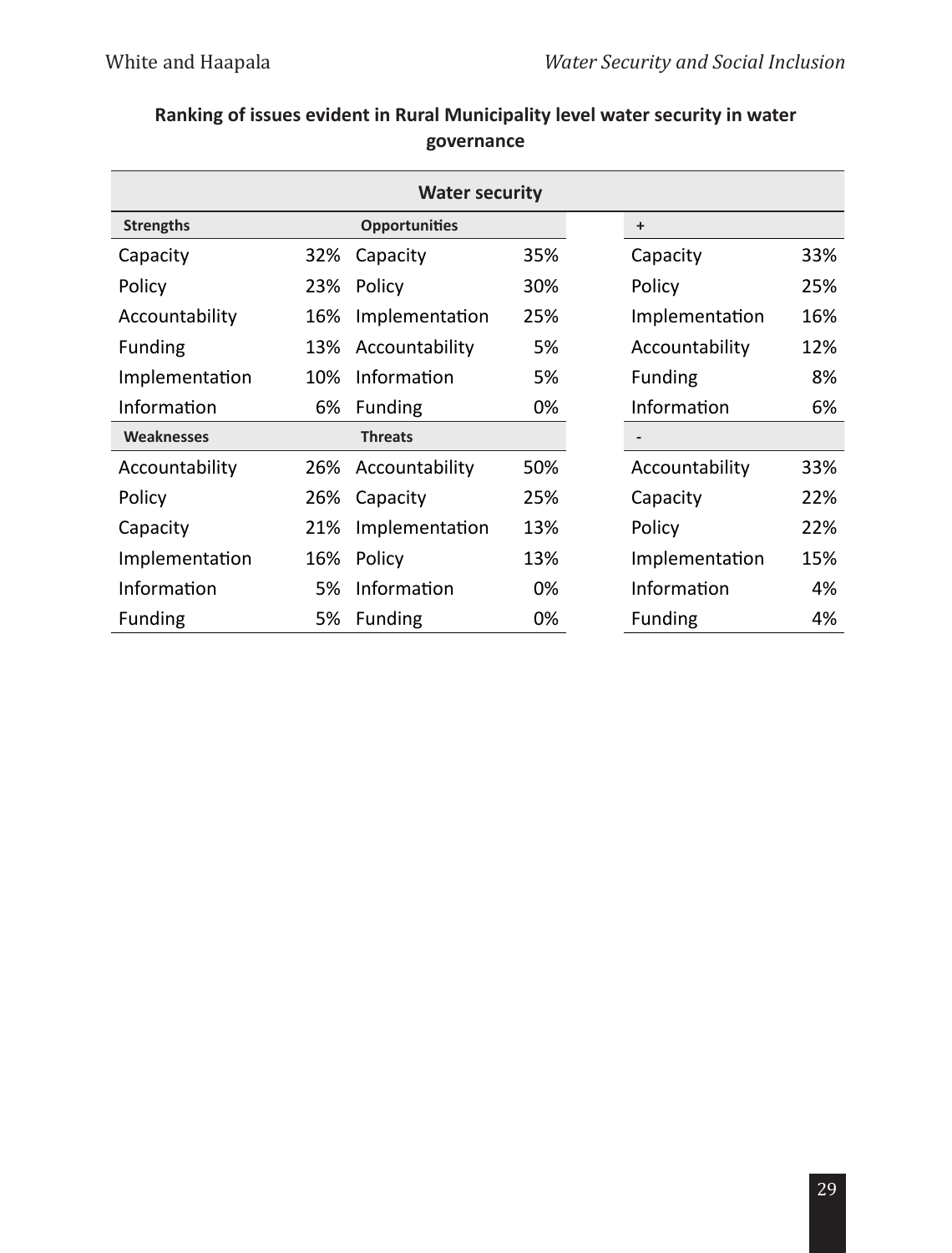**Ranking of issues evident in Rural Municipality level water security in water governance**

| Water security | | | | | |
|---|---|---|---|---|---|
| **Strengths** | | **Opportunities** | | **+** | |
| Capacity | 32% | Capacity | 35% | Capacity | 33% |
| Policy | 23% | Policy | 30% | Policy | 25% |
| Accountability | 16% | Implementation | 25% | Implementation | 16% |
| Funding | 13% | Accountability | 5% | Accountability | 12% |
| Implementation | 10% | Information | 5% | Funding | 8% |
| Information | 6% | Funding | 0% | Information | 6% |
| **Weaknesses** | | **Threats** | | **-** | |
| Accountability | 26% | Accountability | 50% | Accountability | 33% |
| Policy | 26% | Capacity | 25% | Capacity | 22% |
| Capacity | 21% | Implementation | 13% | Policy | 22% |
| Implementation | 16% | Policy | 13% | Implementation | 15% |
| Information | 5% | Information | 0% | Information | 4% |
| Funding | 5% | Funding | 0% | Funding | 4% |